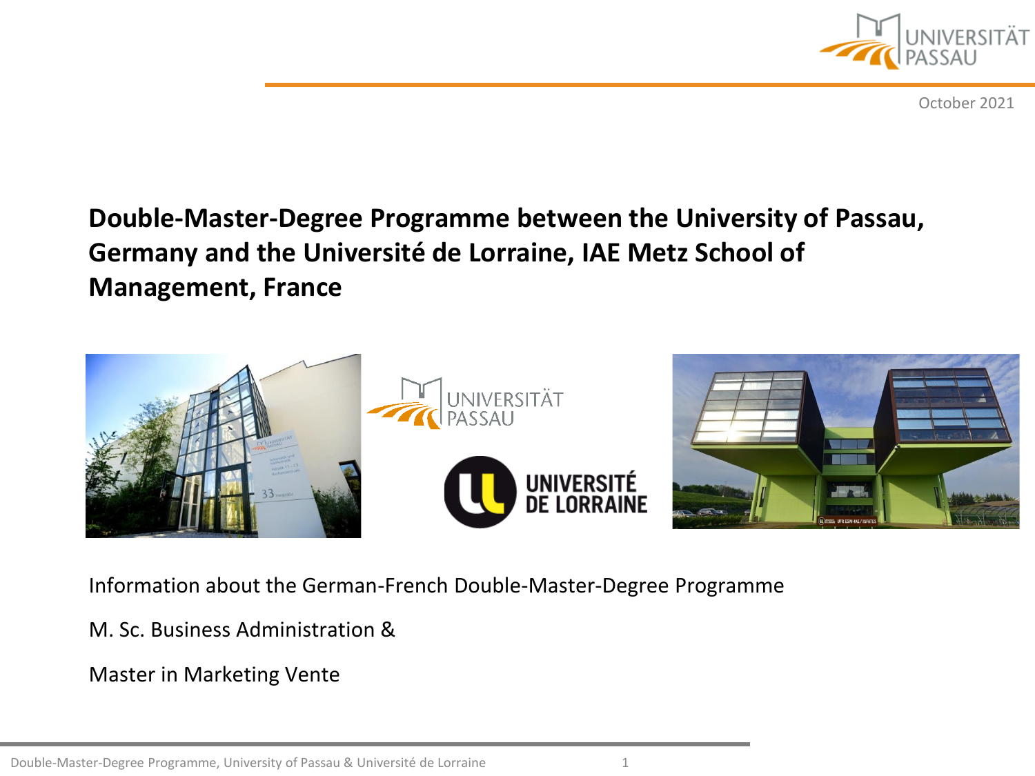October 2021

# Double-Master-Degree Programme between the University of Passau, Germany and the Université de Lorraine, IAE Metz School of Management, France

Information about the German-French Double-Master-Degree Programme

M. Sc. Business Administration &

Master in Marketing Vente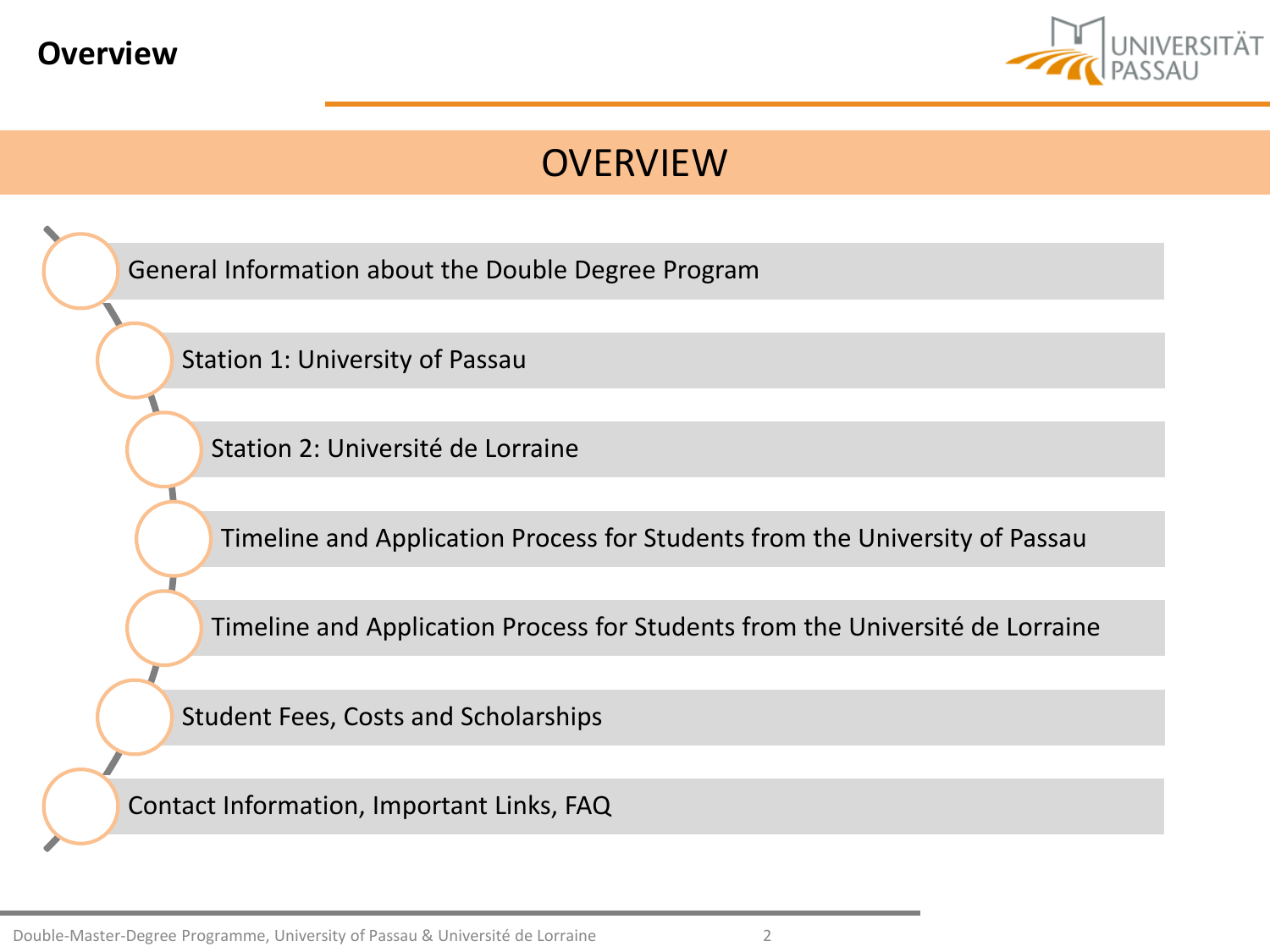# Overview

## OVERVIEW

- General Information about the Double Degree Program
- Station 1: University of Passau
- Station 2: Université de Lorraine
- Timeline and Application Process for Students from the University of Passau
- Timeline and Application Process for Students from the Université de Lorraine
- Student Fees, Costs and Scholarships
- Contact Information, Important Links, FAQ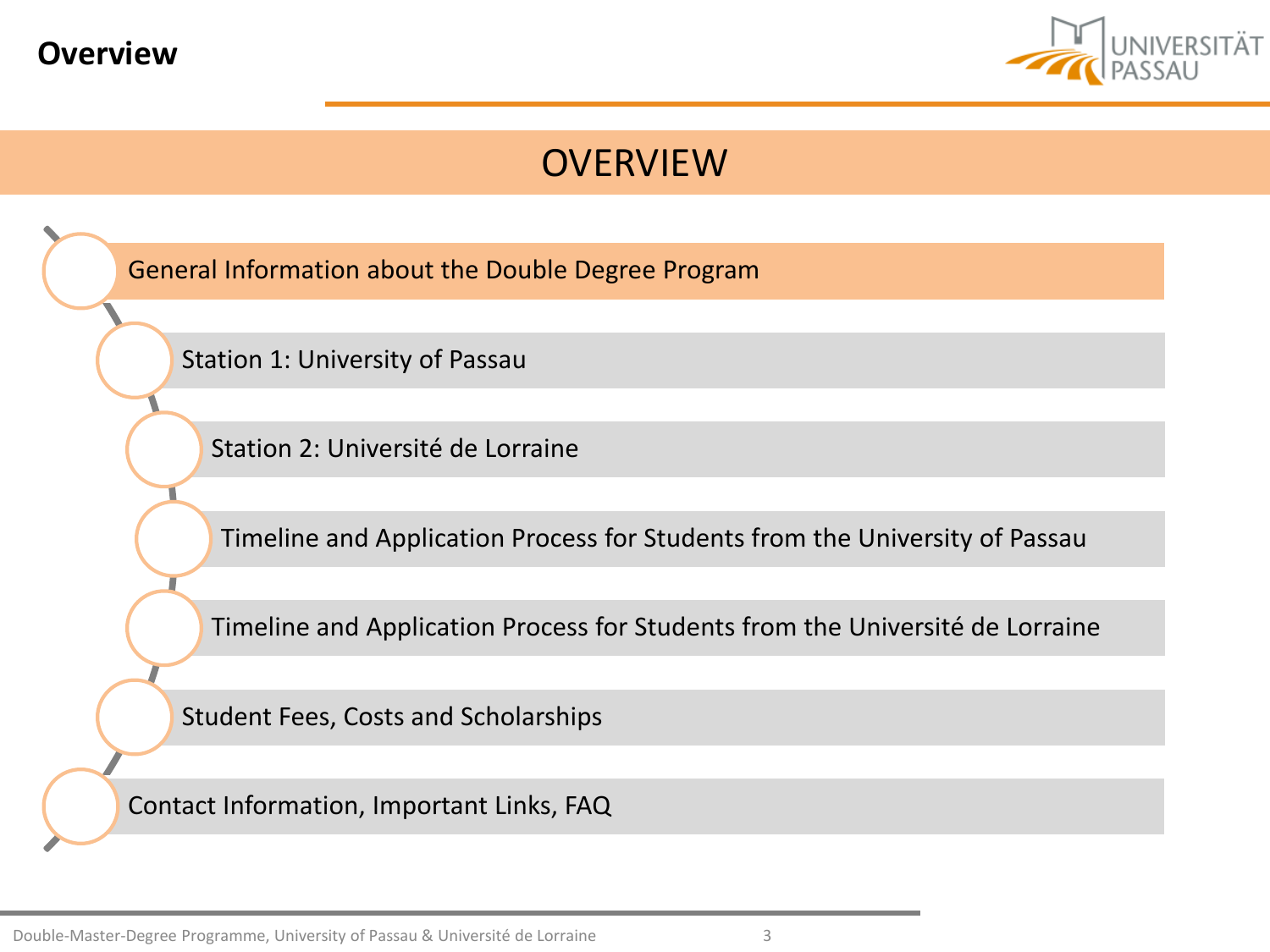# Overview

## OVERVIEW

- General Information about the Double Degree Program
- Station 1: University of Passau
- Station 2: Université de Lorraine
- Timeline and Application Process for Students from the University of Passau
- Timeline and Application Process for Students from the Université de Lorraine
- Student Fees, Costs and Scholarships
- Contact Information, Important Links, FAQ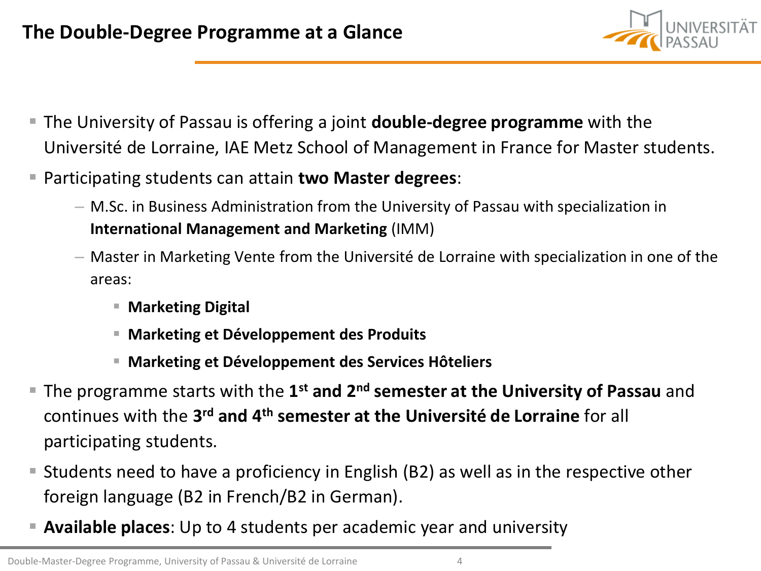# The Double-Degree Programme at a Glance

- The University of Passau is offering a joint **double-degree programme** with the Université de Lorraine, IAE Metz School of Management in France for Master students.
- Participating students can attain **two Master degrees**:
  - M.Sc. in Business Administration from the University of Passau with specialization in **International Management and Marketing** (IMM)
  - Master in Marketing Vente from the Université de Lorraine with specialization in one of the areas:
    - **Marketing Digital**
    - **Marketing et Développement des Produits**
    - **Marketing et Développement des Services Hôteliers**
- The programme starts with the **1st and 2nd semester at the University of Passau** and continues with the **3rd and 4th semester at the Université de Lorraine** for all participating students.
- Students need to have a proficiency in English (B2) as well as in the respective other foreign language (B2 in French/B2 in German).
- **Available places**: Up to 4 students per academic year and university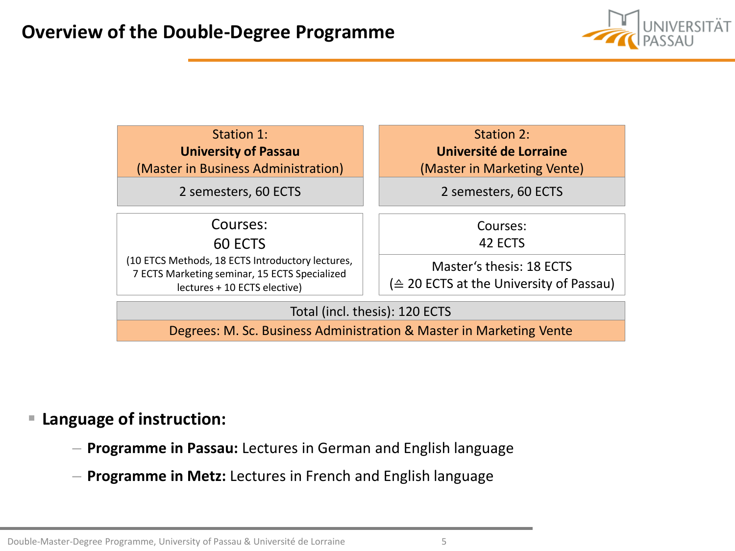# Overview of the Double-Degree Programme

| Station 1: **University of Passau** (Master in Business Administration) | Station 2: **Université de Lorraine** (Master in Marketing Vente) |
| --- | --- |
| 2 semesters, 60 ECTS | 2 semesters, 60 ECTS |
| Courses: 60 ECTS (10 ETCS Methods, 18 ECTS Introductory lectures, 7 ECTS Marketing seminar, 15 ECTS Specialized lectures + 10 ECTS elective) | Courses: 42 ECTS |
| | Master's thesis: 18 ECTS (≙ 20 ECTS at the University of Passau) |
| Total (incl. thesis): 120 ECTS | |
| Degrees: M. Sc. Business Administration & Master in Marketing Vente | |

- **Language of instruction:**
  - **Programme in Passau:** Lectures in German and English language
  - **Programme in Metz:** Lectures in French and English language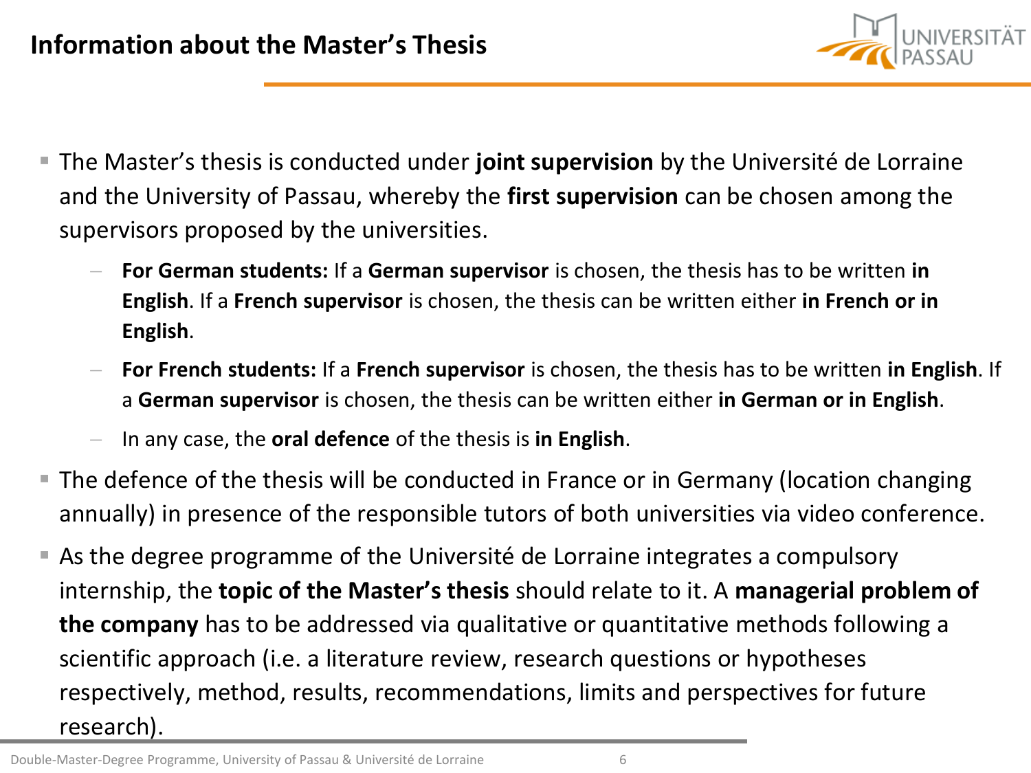# Information about the Master's Thesis

- The Master's thesis is conducted under **joint supervision** by the Université de Lorraine and the University of Passau, whereby the **first supervision** can be chosen among the supervisors proposed by the universities.
  - **For German students:** If a **German supervisor** is chosen, the thesis has to be written **in English**. If a **French supervisor** is chosen, the thesis can be written either **in French or in English**.
  - **For French students:** If a **French supervisor** is chosen, the thesis has to be written **in English**. If a **German supervisor** is chosen, the thesis can be written either **in German or in English**.
  - In any case, the **oral defence** of the thesis is **in English**.
- The defence of the thesis will be conducted in France or in Germany (location changing annually) in presence of the responsible tutors of both universities via video conference.
- As the degree programme of the Université de Lorraine integrates a compulsory internship, the **topic of the Master's thesis** should relate to it. A **managerial problem of the company** has to be addressed via qualitative or quantitative methods following a scientific approach (i.e. a literature review, research questions or hypotheses respectively, method, results, recommendations, limits and perspectives for future research).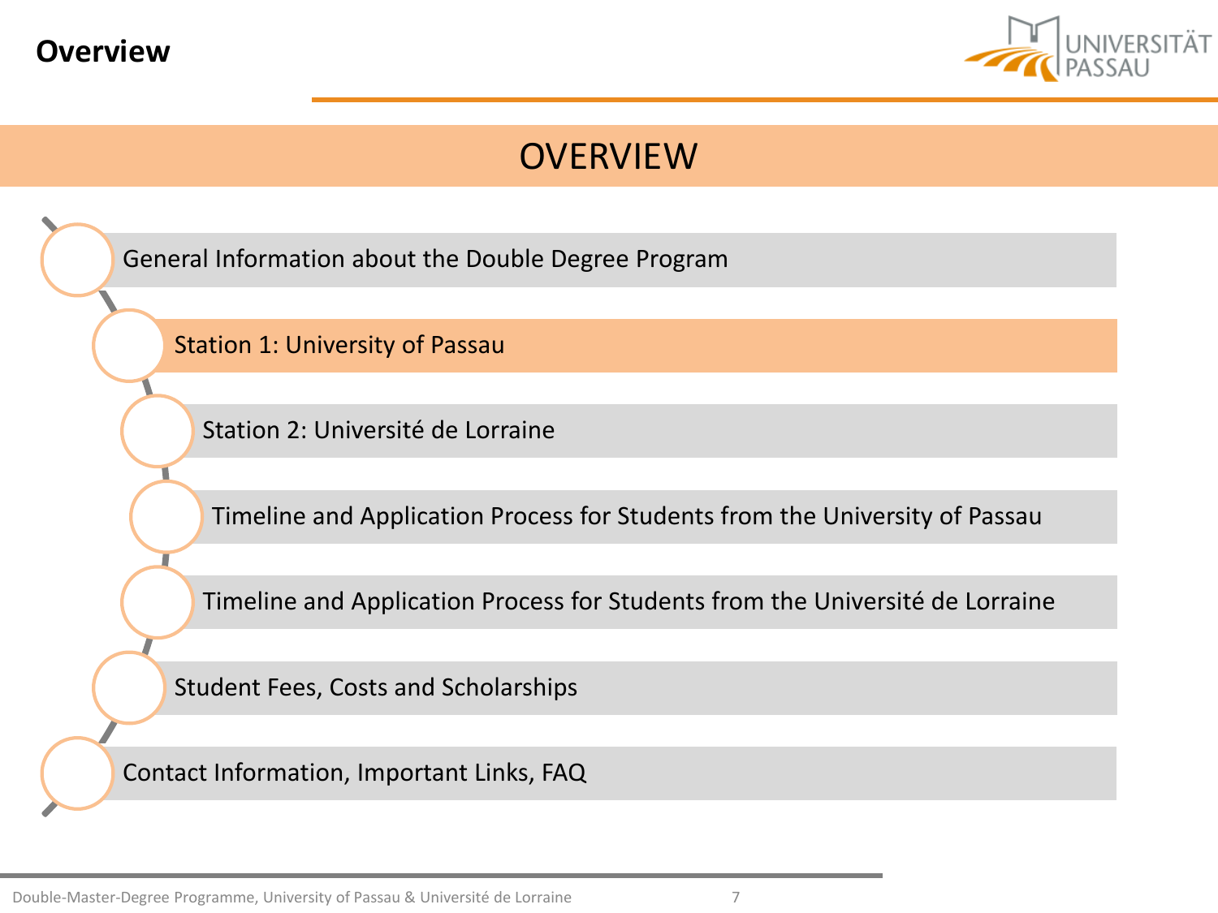# Overview

## OVERVIEW

- General Information about the Double Degree Program
- **Station 1: University of Passau**
- Station 2: Université de Lorraine
- Timeline and Application Process for Students from the University of Passau
- Timeline and Application Process for Students from the Université de Lorraine
- Student Fees, Costs and Scholarships
- Contact Information, Important Links, FAQ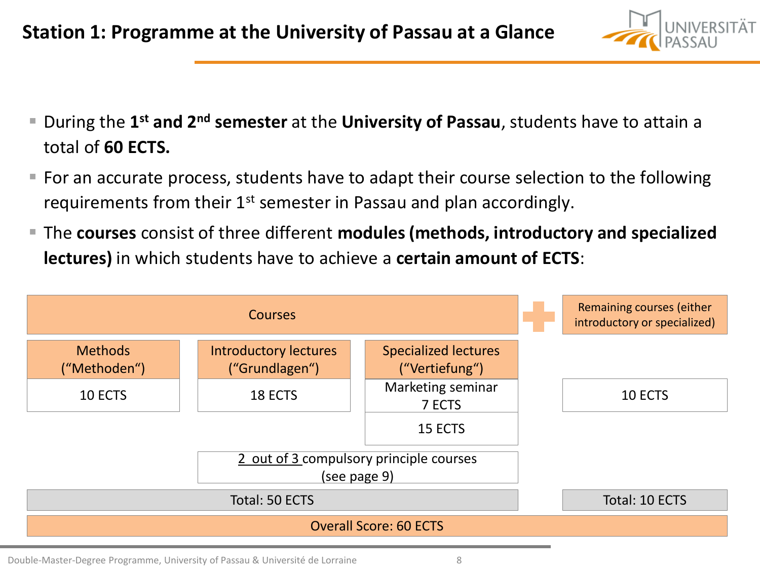# Station 1: Programme at the University of Passau at a Glance

- During the **1st and 2nd semester** at the **University of Passau**, students have to attain a total of **60 ECTS.**
- For an accurate process, students have to adapt their course selection to the following requirements from their 1st semester in Passau and plan accordingly.
- The **courses** consist of three different **modules (methods, introductory and specialized lectures)** in which students have to achieve a **certain amount of ECTS**:

| Courses | | | + | Remaining courses (either introductory or specialized) |
|---|---|---|---|---|
| Methods ("Methoden") | Introductory lectures ("Grundlagen") | Specialized lectures ("Vertiefung") | | |
| 10 ECTS | 18 ECTS | Marketing seminar 7 ECTS | | 10 ECTS |
| | | 15 ECTS | | |
| | 2 out of 3 compulsory principle courses (see page 9) | | | |
| Total: 50 ECTS | | | | Total: 10 ECTS |
| Overall Score: 60 ECTS | | | | |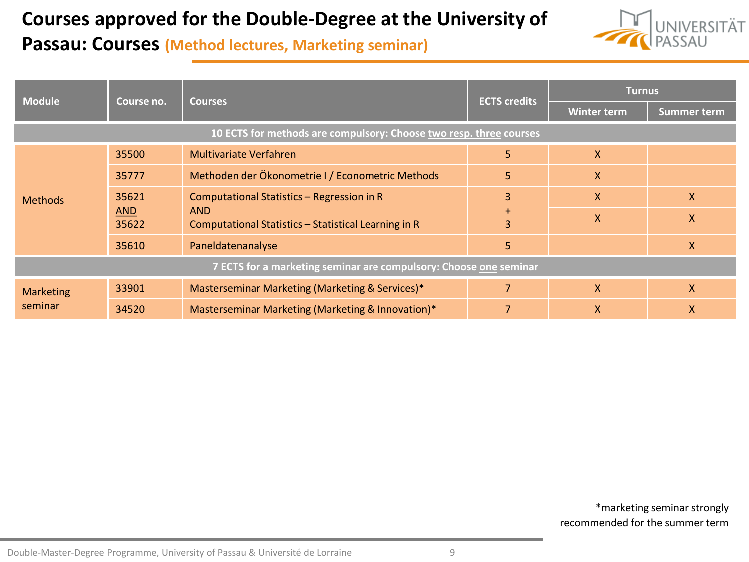# Courses approved for the Double-Degree at the University of Passau: Courses (Method lectures, Marketing seminar)

| Module | Course no. | Courses | ECTS credits | Turnus | |
|---|---|---|---|---|---|
| | | | | Winter term | Summer term |
| **10 ECTS for methods are compulsory: Choose two resp. three courses** | | | | | |
| Methods | 35500 | Multivariate Verfahren | 5 | X | |
| | 35777 | Methoden der Ökonometrie I / Econometric Methods | 5 | X | |
| | 35621 AND 35622 | Computational Statistics – Regression in R AND Computational Statistics – Statistical Learning in R | 3 + 3 | X / X | X / X |
| | 35610 | Paneldatenanalyse | 5 | | X |
| **7 ECTS for a marketing seminar are compulsory: Choose one seminar** | | | | | |
| Marketing seminar | 33901 | Masterseminar Marketing (Marketing & Services)* | 7 | X | X |
| | 34520 | Masterseminar Marketing (Marketing & Innovation)* | 7 | X | X |

*marketing seminar strongly recommended for the summer term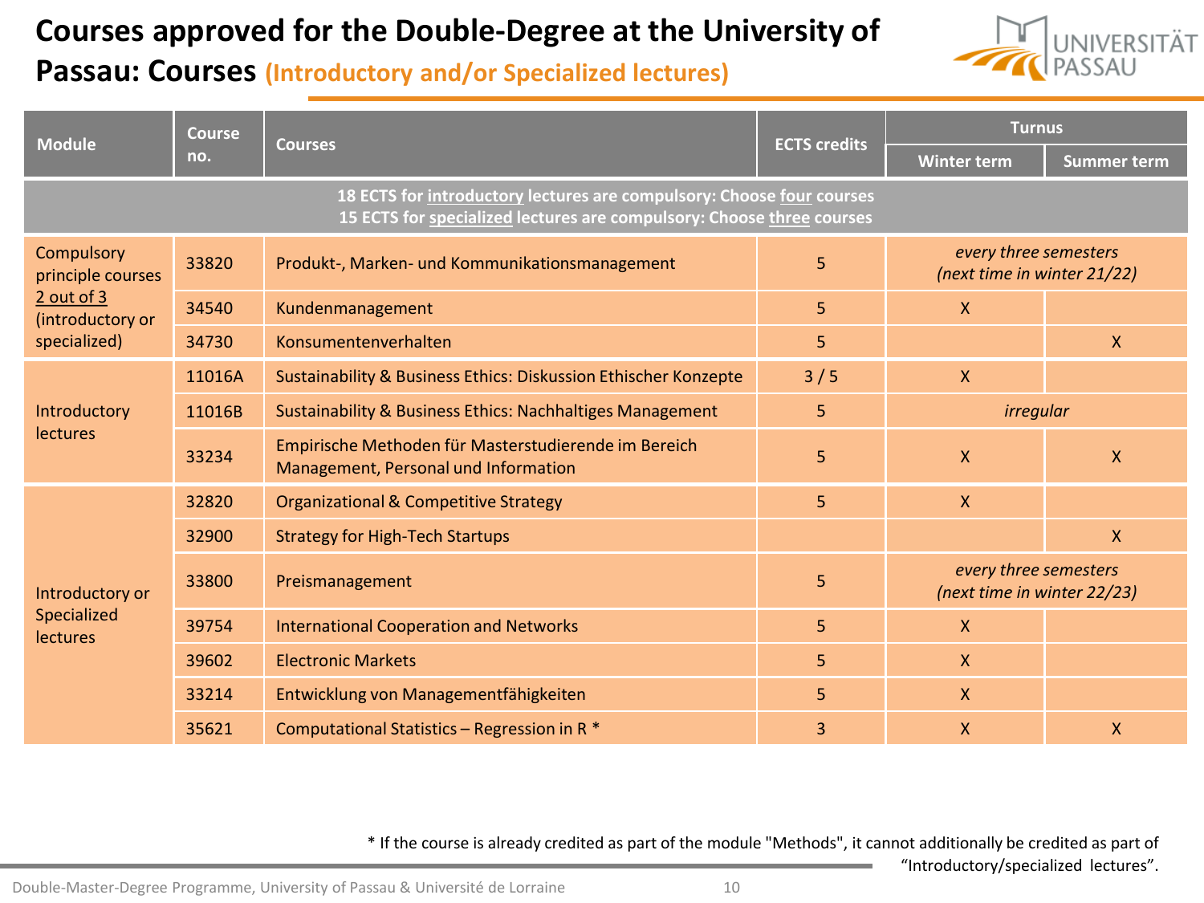# Courses approved for the Double-Degree at the University of Passau: Courses (Introductory and/or Specialized lectures)

| Module | Course no. | Courses | ECTS credits | Turnus | |
|---|---|---|---|---|---|
| | | | | Winter term | Summer term |
| 18 ECTS for <u>introductory</u> lectures are compulsory: Choose <u>four</u> courses<br>15 ECTS for <u>specialized</u> lectures are compulsory: Choose <u>three</u> courses | | | | | |
| Compulsory principle courses <u>2 out of 3</u> (introductory or specialized) | 33820 | Produkt-, Marken- und Kommunikationsmanagement | 5 | *every three semesters (next time in winter 21/22)* | |
| | 34540 | Kundenmanagement | 5 | X | |
| | 34730 | Konsumentenverhalten | 5 | | X |
| Introductory lectures | 11016A | Sustainability & Business Ethics: Diskussion Ethischer Konzepte | 3 / 5 | X | |
| | 11016B | Sustainability & Business Ethics: Nachhaltiges Management | 5 | *irregular* | |
| | 33234 | Empirische Methoden für Masterstudierende im Bereich Management, Personal und Information | 5 | X | X |
| Introductory or Specialized lectures | 32820 | Organizational & Competitive Strategy | 5 | X | |
| | 32900 | Strategy for High-Tech Startups | | | X |
| | 33800 | Preismanagement | 5 | *every three semesters (next time in winter 22/23)* | |
| | 39754 | International Cooperation and Networks | 5 | X | |
| | 39602 | Electronic Markets | 5 | X | |
| | 33214 | Entwicklung von Managementfähigkeiten | 5 | X | |
| | 35621 | Computational Statistics – Regression in R * | 3 | X | X |

* If the course is already credited as part of the module "Methods", it cannot additionally be credited as part of "Introductory/specialized lectures".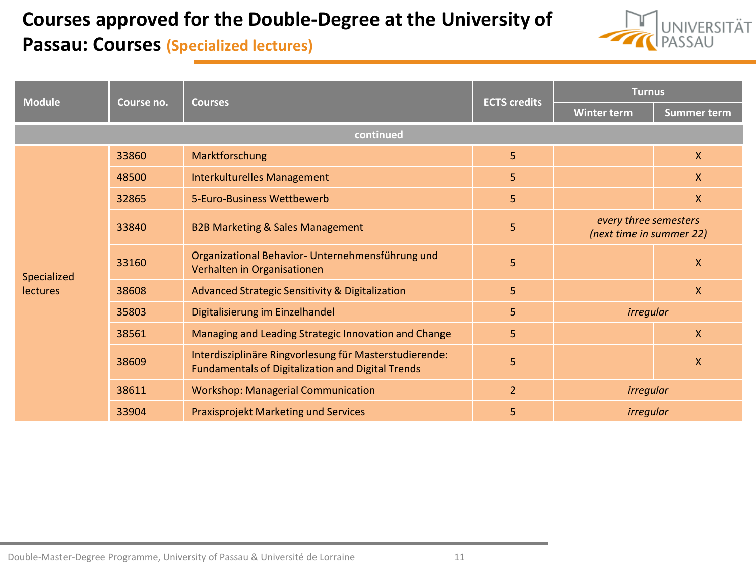# Courses approved for the Double-Degree at the University of Passau: Courses (Specialized lectures)

| Module | Course no. | Courses | ECTS credits | Turnus | |
|---|---|---|---|---|---|
| | | | | Winter term | Summer term |
| continued | | | | | |
| Specialized lectures | 33860 | Marktforschung | 5 | | X |
| | 48500 | Interkulturelles Management | 5 | | X |
| | 32865 | 5-Euro-Business Wettbewerb | 5 | | X |
| | 33840 | B2B Marketing & Sales Management | 5 | *every three semesters (next time in summer 22)* | |
| | 33160 | Organizational Behavior- Unternehmensführung und Verhalten in Organisationen | 5 | | X |
| | 38608 | Advanced Strategic Sensitivity & Digitalization | 5 | | X |
| | 35803 | Digitalisierung im Einzelhandel | 5 | *irregular* | |
| | 38561 | Managing and Leading Strategic Innovation and Change | 5 | | X |
| | 38609 | Interdisziplinäre Ringvorlesung für Masterstudierende: Fundamentals of Digitalization and Digital Trends | 5 | | X |
| | 38611 | Workshop: Managerial Communication | 2 | *irregular* | |
| | 33904 | Praxisprojekt Marketing und Services | 5 | *irregular* | |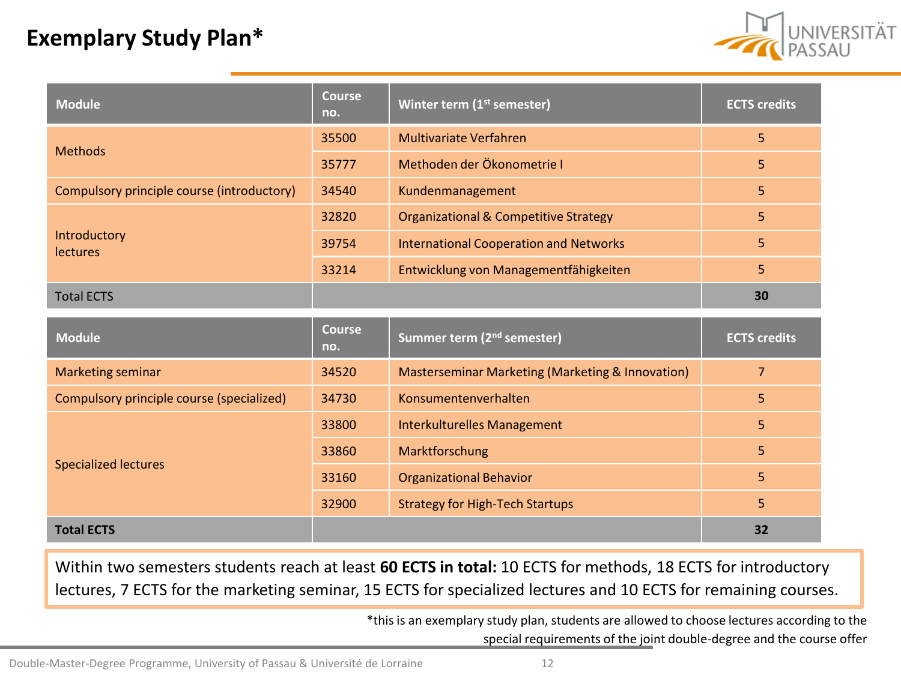# Exemplary Study Plan*

| Module | Course no. | Winter term (1st semester) | ECTS credits |
|---|---|---|---|
| Methods | 35500 | Multivariate Verfahren | 5 |
| | 35777 | Methoden der Ökonometrie I | 5 |
| Compulsory principle course (introductory) | 34540 | Kundenmanagement | 5 |
| Introductory lectures | 32820 | Organizational & Competitive Strategy | 5 |
| | 39754 | International Cooperation and Networks | 5 |
| | 33214 | Entwicklung von Managementfähigkeiten | 5 |
| Total ECTS | | | **30** |

| Module | Course no. | Summer term (2nd semester) | ECTS credits |
|---|---|---|---|
| Marketing seminar | 34520 | Masterseminar Marketing (Marketing & Innovation) | 7 |
| Compulsory principle course (specialized) | 34730 | Konsumentenverhalten | 5 |
| Specialized lectures | 33800 | Interkulturelles Management | 5 |
| | 33860 | Marktforschung | 5 |
| | 33160 | Organizational Behavior | 5 |
| | 32900 | Strategy for High-Tech Startups | 5 |
| **Total ECTS** | | | **32** |

Within two semesters students reach at least **60 ECTS in total:** 10 ECTS for methods, 18 ECTS for introductory lectures, 7 ECTS for the marketing seminar, 15 ECTS for specialized lectures and 10 ECTS for remaining courses.

*this is an exemplary study plan, students are allowed to choose lectures according to the special requirements of the joint double-degree and the course offer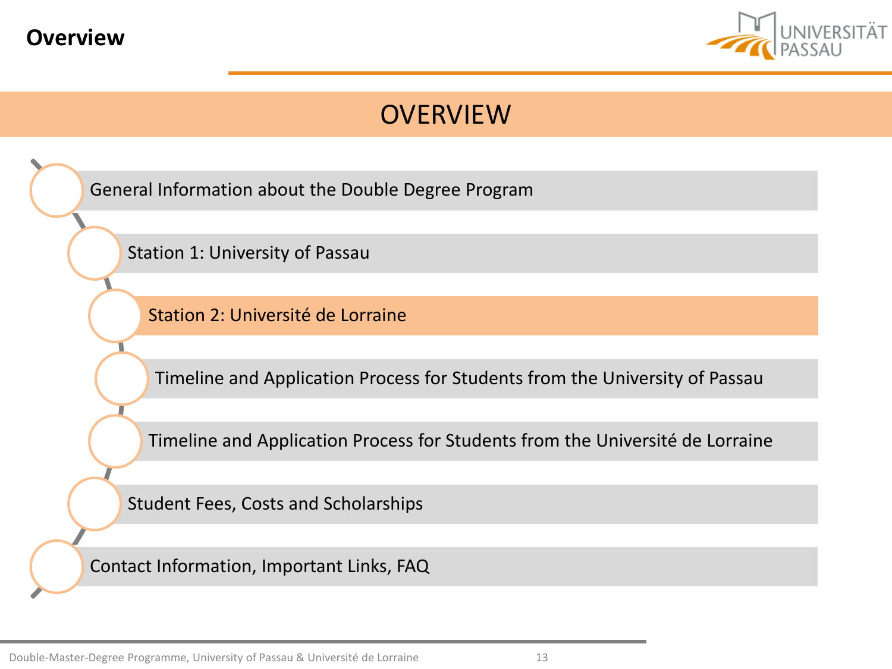# Overview

## OVERVIEW

- General Information about the Double Degree Program
- Station 1: University of Passau
- **Station 2: Université de Lorraine**
- Timeline and Application Process for Students from the University of Passau
- Timeline and Application Process for Students from the Université de Lorraine
- Student Fees, Costs and Scholarships
- Contact Information, Important Links, FAQ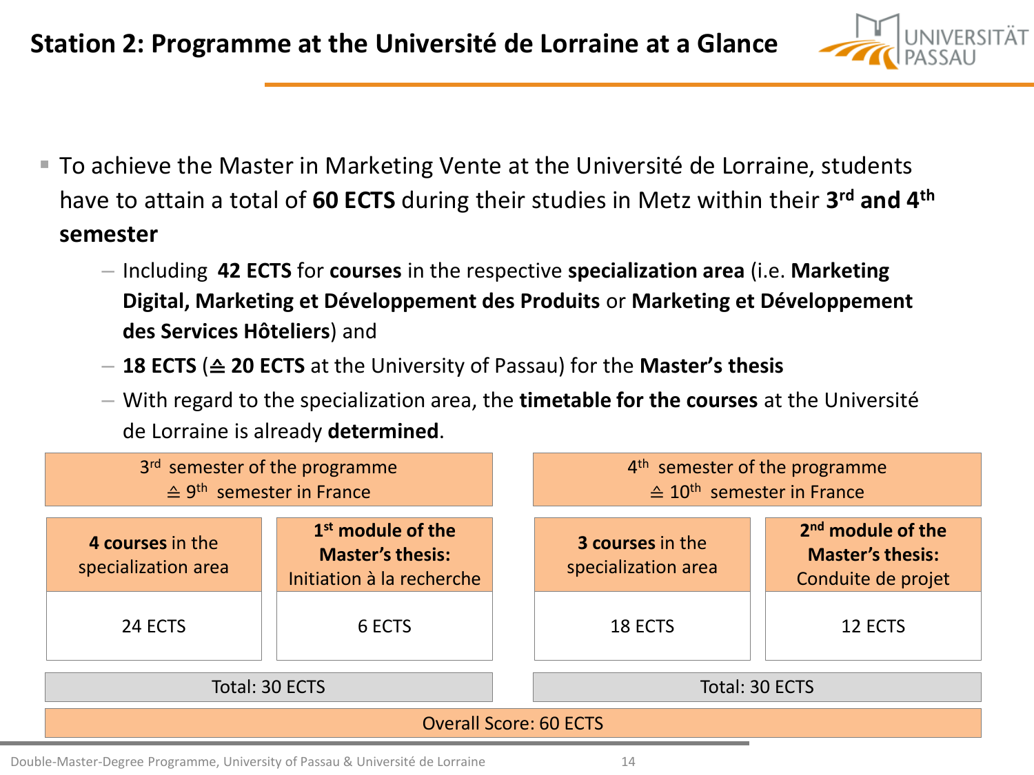# Station 2: Programme at the Université de Lorraine at a Glance

- To achieve the Master in Marketing Vente at the Université de Lorraine, students have to attain a total of **60 ECTS** during their studies in Metz within their **3rd and 4th semester**
  - Including **42 ECTS** for **courses** in the respective **specialization area** (i.e. **Marketing Digital, Marketing et Développement des Produits** or **Marketing et Développement des Services Hôteliers**) and
  - **18 ECTS** (≙ **20 ECTS** at the University of Passau) for the **Master's thesis**
  - With regard to the specialization area, the **timetable for the courses** at the Université de Lorraine is already **determined**.

| 3rd semester of the programme ≙ 9th semester in France | | 4th semester of the programme ≙ 10th semester in France | |
|---|---|---|---|
| **4 courses** in the specialization area | **1st module of the Master's thesis:** Initiation à la recherche | **3 courses** in the specialization area | **2nd module of the Master's thesis:** Conduite de projet |
| 24 ECTS | 6 ECTS | 18 ECTS | 12 ECTS |
| Total: 30 ECTS | | Total: 30 ECTS | |
| Overall Score: 60 ECTS | | | |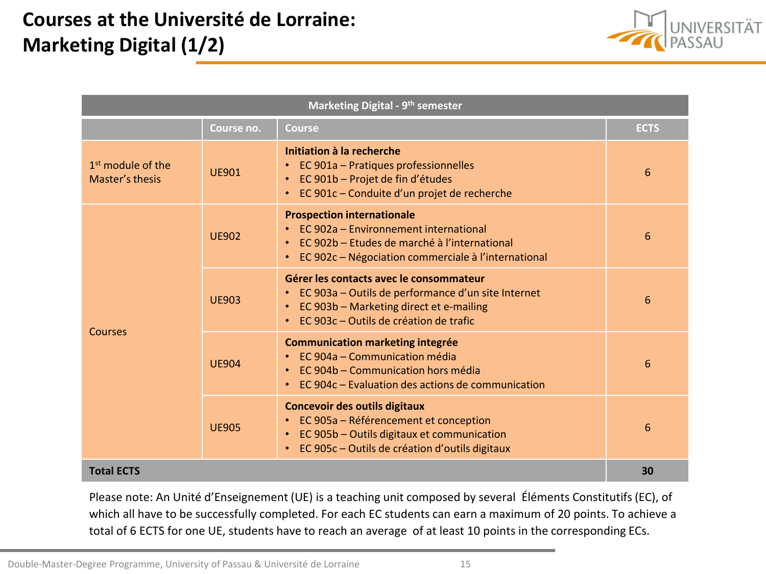# Courses at the Université de Lorraine: Marketing Digital (1/2)

| Marketing Digital - 9th semester | | | |
|---|---|---|---|
| | **Course no.** | **Course** | **ECTS** |
| 1st module of the Master's thesis | UE901 | **Initiation à la recherche**<br>• EC 901a – Pratiques professionnelles<br>• EC 901b – Projet de fin d'études<br>• EC 901c – Conduite d'un projet de recherche | 6 |
| Courses | UE902 | **Prospection internationale**<br>• EC 902a – Environnement international<br>• EC 902b – Etudes de marché à l'international<br>• EC 902c – Négociation commerciale à l'international | 6 |
| | UE903 | **Gérer les contacts avec le consommateur**<br>• EC 903a – Outils de performance d'un site Internet<br>• EC 903b – Marketing direct et e-mailing<br>• EC 903c – Outils de création de trafic | 6 |
| | UE904 | **Communication marketing integrée**<br>• EC 904a – Communication média<br>• EC 904b – Communication hors média<br>• EC 904c – Evaluation des actions de communication | 6 |
| | UE905 | **Concevoir des outils digitaux**<br>• EC 905a – Référencement et conception<br>• EC 905b – Outils digitaux et communication<br>• EC 905c – Outils de création d'outils digitaux | 6 |
| **Total ECTS** | | | **30** |

Please note: An Unité d'Enseignement (UE) is a teaching unit composed by several Éléments Constitutifs (EC), of which all have to be successfully completed. For each EC students can earn a maximum of 20 points. To achieve a total of 6 ECTS for one UE, students have to reach an average of at least 10 points in the corresponding ECs.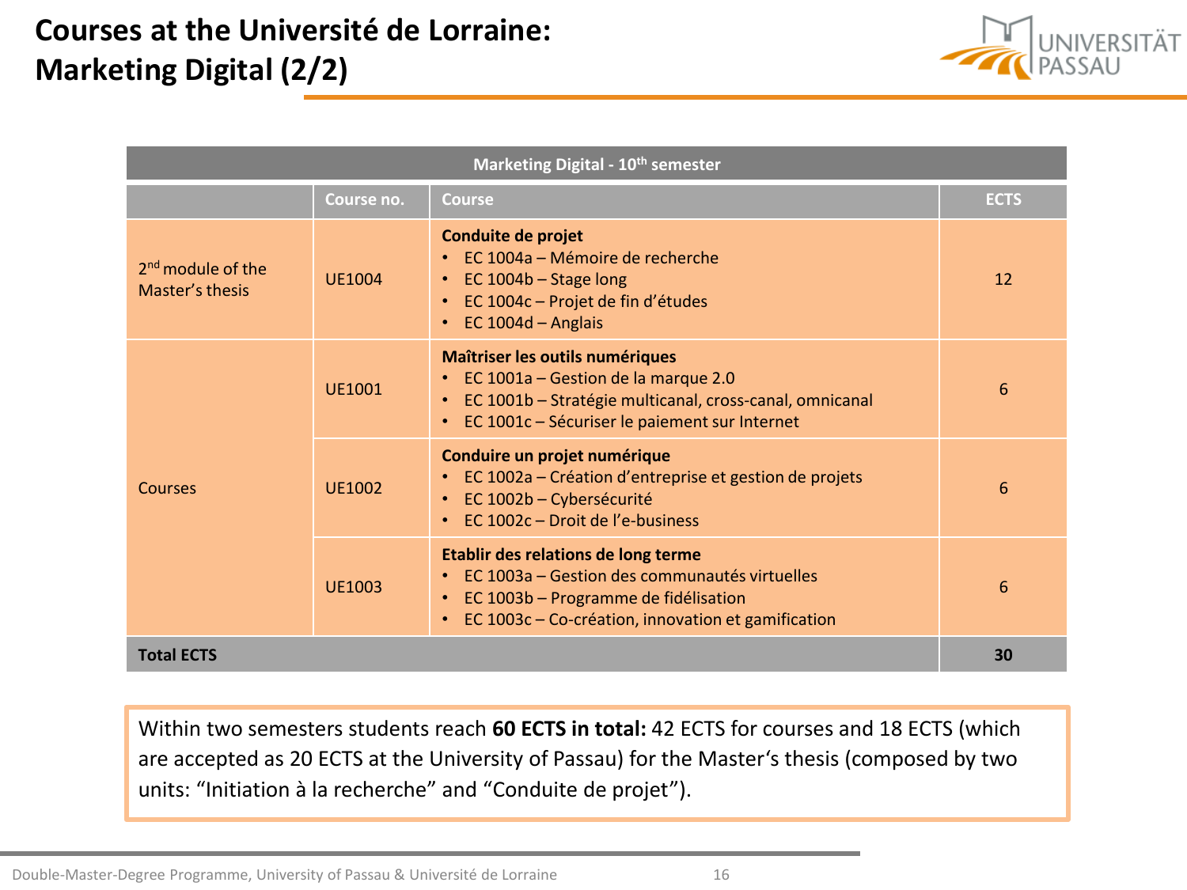# Courses at the Université de Lorraine: Marketing Digital (2/2)

| Marketing Digital - 10th semester | | | |
|---|---|---|---|
| | Course no. | Course | ECTS |
| 2nd module of the Master's thesis | UE1004 | **Conduite de projet**<br>• EC 1004a – Mémoire de recherche<br>• EC 1004b – Stage long<br>• EC 1004c – Projet de fin d'études<br>• EC 1004d – Anglais | 12 |
| Courses | UE1001 | **Maîtriser les outils numériques**<br>• EC 1001a – Gestion de la marque 2.0<br>• EC 1001b – Stratégie multicanal, cross-canal, omnicanal<br>• EC 1001c – Sécuriser le paiement sur Internet | 6 |
| | UE1002 | **Conduire un projet numérique**<br>• EC 1002a – Création d'entreprise et gestion de projets<br>• EC 1002b – Cybersécurité<br>• EC 1002c – Droit de l'e-business | 6 |
| | UE1003 | **Etablir des relations de long terme**<br>• EC 1003a – Gestion des communautés virtuelles<br>• EC 1003b – Programme de fidélisation<br>• EC 1003c – Co-création, innovation et gamification | 6 |
| **Total ECTS** | | | **30** |

Within two semesters students reach **60 ECTS in total:** 42 ECTS for courses and 18 ECTS (which are accepted as 20 ECTS at the University of Passau) for the Master's thesis (composed by two units: "Initiation à la recherche" and "Conduite de projet").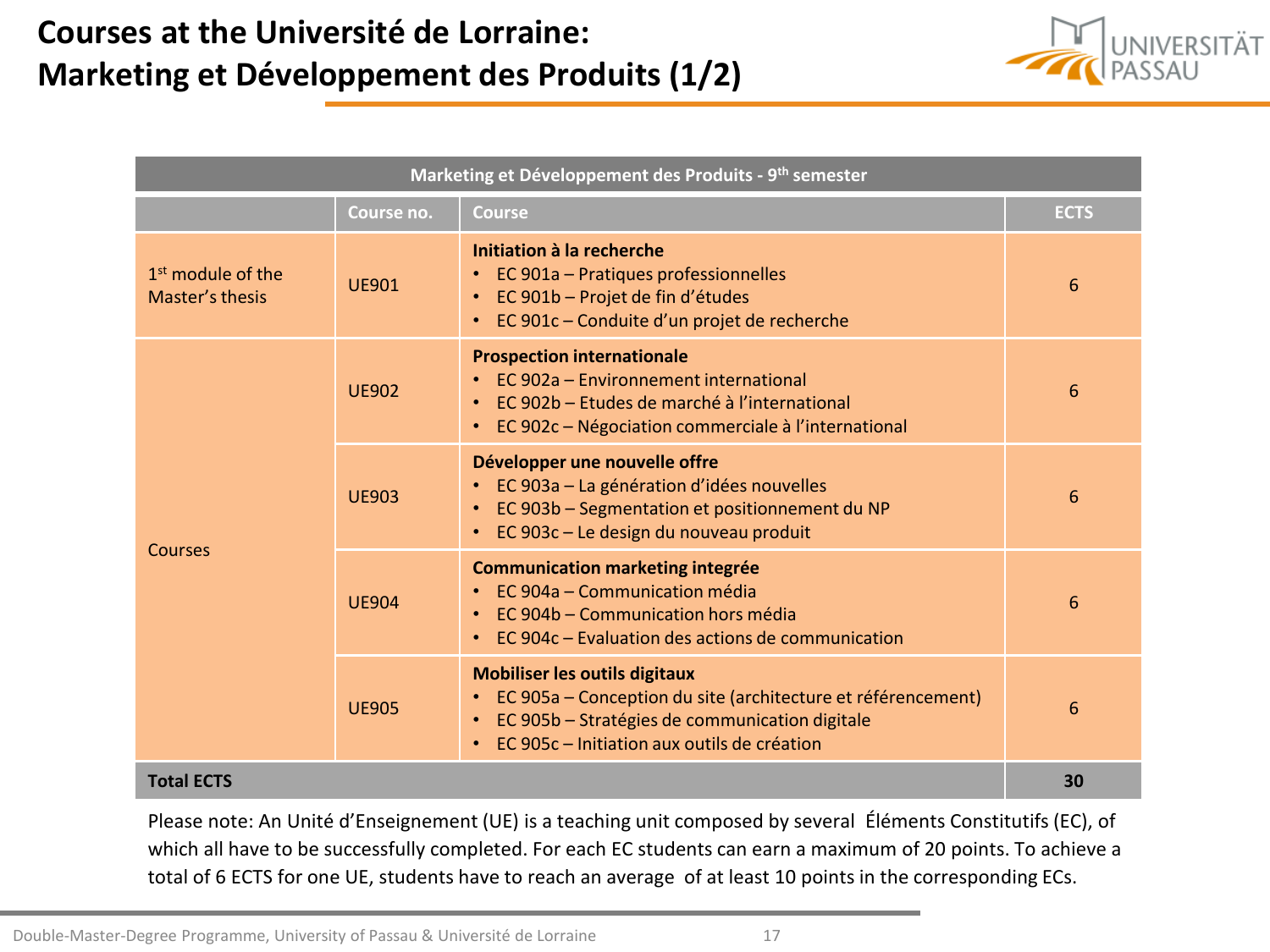# Courses at the Université de Lorraine: Marketing et Développement des Produits (1/2)

| Marketing et Développement des Produits - 9th semester | | | |
|---|---|---|---|
| | **Course no.** | **Course** | **ECTS** |
| 1st module of the Master's thesis | UE901 | **Initiation à la recherche**<br>• EC 901a – Pratiques professionnelles<br>• EC 901b – Projet de fin d'études<br>• EC 901c – Conduite d'un projet de recherche | 6 |
| Courses | UE902 | **Prospection internationale**<br>• EC 902a – Environnement international<br>• EC 902b – Etudes de marché à l'international<br>• EC 902c – Négociation commerciale à l'international | 6 |
| | UE903 | **Développer une nouvelle offre**<br>• EC 903a – La génération d'idées nouvelles<br>• EC 903b – Segmentation et positionnement du NP<br>• EC 903c – Le design du nouveau produit | 6 |
| | UE904 | **Communication marketing integrée**<br>• EC 904a – Communication média<br>• EC 904b – Communication hors média<br>• EC 904c – Evaluation des actions de communication | 6 |
| | UE905 | **Mobiliser les outils digitaux**<br>• EC 905a – Conception du site (architecture et référencement)<br>• EC 905b – Stratégies de communication digitale<br>• EC 905c – Initiation aux outils de création | 6 |
| **Total ECTS** | | | **30** |

Please note: An Unité d'Enseignement (UE) is a teaching unit composed by several Éléments Constitutifs (EC), of which all have to be successfully completed. For each EC students can earn a maximum of 20 points. To achieve a total of 6 ECTS for one UE, students have to reach an average of at least 10 points in the corresponding ECs.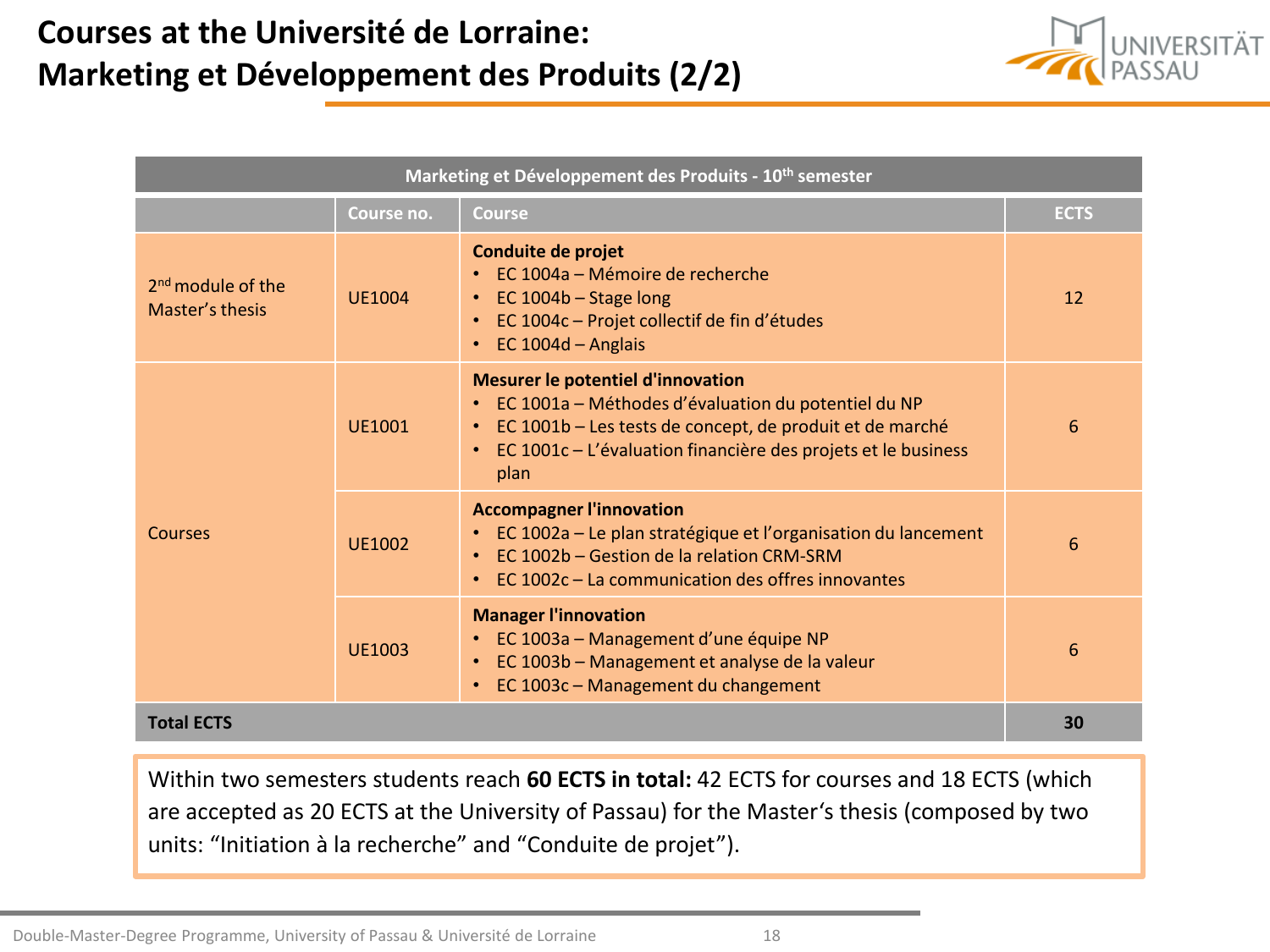# Courses at the Université de Lorraine: Marketing et Développement des Produits (2/2)

| Marketing et Développement des Produits - 10th semester | | | |
|---|---|---|---|
| | **Course no.** | **Course** | **ECTS** |
| 2nd module of the Master's thesis | UE1004 | **Conduite de projet**<br>• EC 1004a – Mémoire de recherche<br>• EC 1004b – Stage long<br>• EC 1004c – Projet collectif de fin d'études<br>• EC 1004d – Anglais | 12 |
| Courses | UE1001 | **Mesurer le potentiel d'innovation**<br>• EC 1001a – Méthodes d'évaluation du potentiel du NP<br>• EC 1001b – Les tests de concept, de produit et de marché<br>• EC 1001c – L'évaluation financière des projets et le business plan | 6 |
| | UE1002 | **Accompagner l'innovation**<br>• EC 1002a – Le plan stratégique et l'organisation du lancement<br>• EC 1002b – Gestion de la relation CRM-SRM<br>• EC 1002c – La communication des offres innovantes | 6 |
| | UE1003 | **Manager l'innovation**<br>• EC 1003a – Management d'une équipe NP<br>• EC 1003b – Management et analyse de la valeur<br>• EC 1003c – Management du changement | 6 |
| **Total ECTS** | | | **30** |

Within two semesters students reach **60 ECTS in total:** 42 ECTS for courses and 18 ECTS (which are accepted as 20 ECTS at the University of Passau) for the Master's thesis (composed by two units: "Initiation à la recherche" and "Conduite de projet").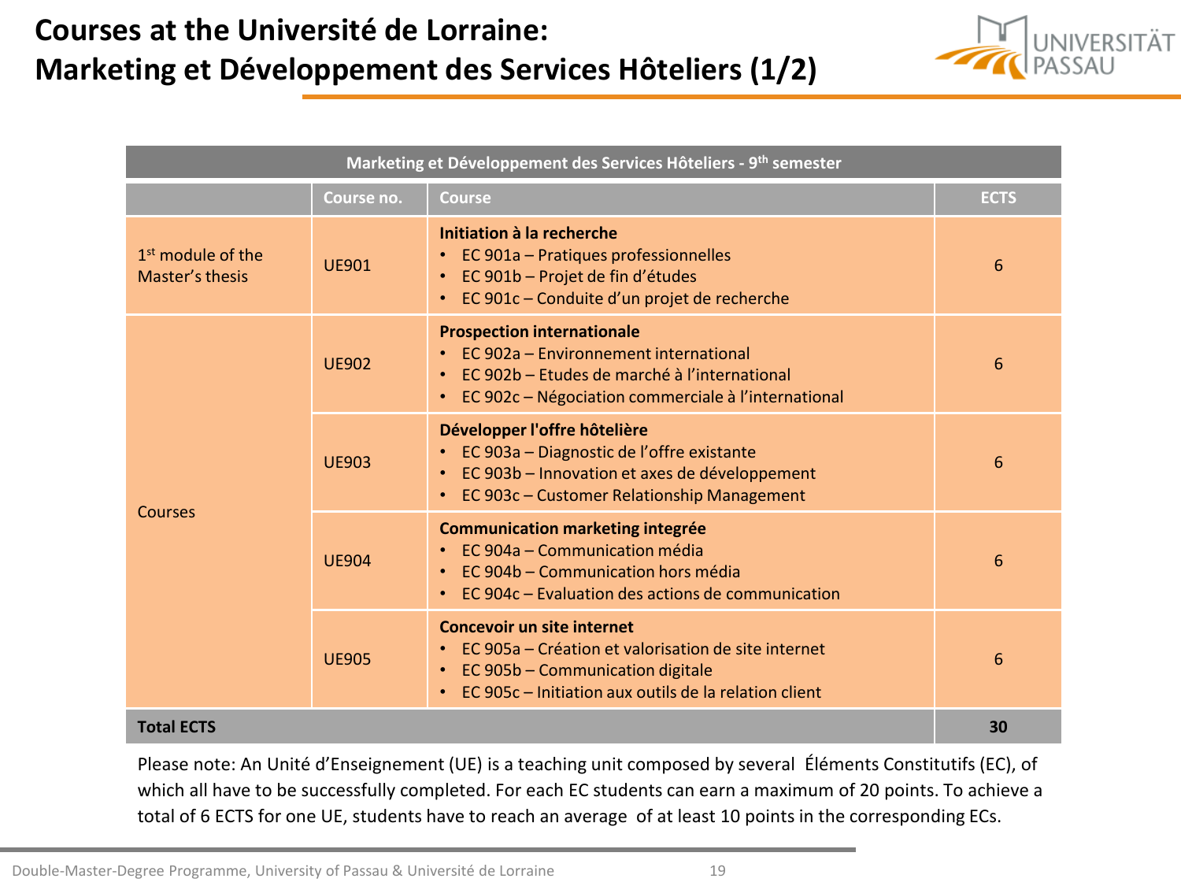# Courses at the Université de Lorraine: Marketing et Développement des Services Hôteliers (1/2)

| Marketing et Développement des Services Hôteliers - 9th semester | | | |
|---|---|---|---|
| | **Course no.** | **Course** | **ECTS** |
| 1st module of the Master's thesis | UE901 | **Initiation à la recherche**<br>• EC 901a – Pratiques professionnelles<br>• EC 901b – Projet de fin d'études<br>• EC 901c – Conduite d'un projet de recherche | 6 |
| Courses | UE902 | **Prospection internationale**<br>• EC 902a – Environnement international<br>• EC 902b – Etudes de marché à l'international<br>• EC 902c – Négociation commerciale à l'international | 6 |
| | UE903 | **Développer l'offre hôtelière**<br>• EC 903a – Diagnostic de l'offre existante<br>• EC 903b – Innovation et axes de développement<br>• EC 903c – Customer Relationship Management | 6 |
| | UE904 | **Communication marketing integrée**<br>• EC 904a – Communication média<br>• EC 904b – Communication hors média<br>• EC 904c – Evaluation des actions de communication | 6 |
| | UE905 | **Concevoir un site internet**<br>• EC 905a – Création et valorisation de site internet<br>• EC 905b – Communication digitale<br>• EC 905c – Initiation aux outils de la relation client | 6 |
| **Total ECTS** | | | **30** |

Please note: An Unité d'Enseignement (UE) is a teaching unit composed by several Éléments Constitutifs (EC), of which all have to be successfully completed. For each EC students can earn a maximum of 20 points. To achieve a total of 6 ECTS for one UE, students have to reach an average of at least 10 points in the corresponding ECs.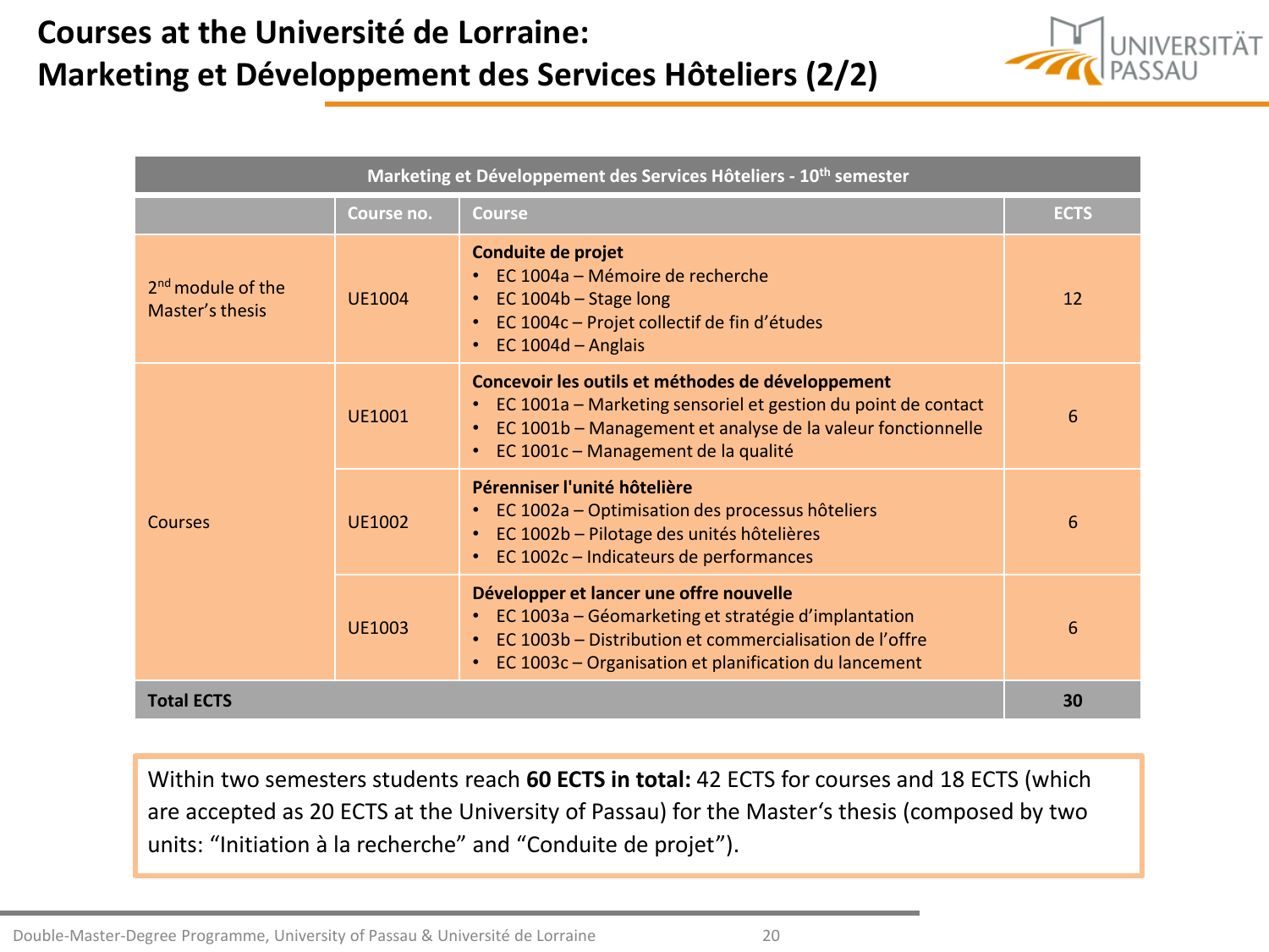# Courses at the Université de Lorraine: Marketing et Développement des Services Hôteliers (2/2)

| Marketing et Développement des Services Hôteliers - 10th semester | | | |
|---|---|---|---|
| | **Course no.** | **Course** | **ECTS** |
| 2nd module of the Master's thesis | UE1004 | **Conduite de projet**<br>• EC 1004a – Mémoire de recherche<br>• EC 1004b – Stage long<br>• EC 1004c – Projet collectif de fin d'études<br>• EC 1004d – Anglais | 12 |
| Courses | UE1001 | **Concevoir les outils et méthodes de développement**<br>• EC 1001a – Marketing sensoriel et gestion du point de contact<br>• EC 1001b – Management et analyse de la valeur fonctionnelle<br>• EC 1001c – Management de la qualité | 6 |
| | UE1002 | **Pérenniser l'unité hôtelière**<br>• EC 1002a – Optimisation des processus hôteliers<br>• EC 1002b – Pilotage des unités hôtelières<br>• EC 1002c – Indicateurs de performances | 6 |
| | UE1003 | **Développer et lancer une offre nouvelle**<br>• EC 1003a – Géomarketing et stratégie d'implantation<br>• EC 1003b – Distribution et commercialisation de l'offre<br>• EC 1003c – Organisation et planification du lancement | 6 |
| **Total ECTS** | | | **30** |

Within two semesters students reach **60 ECTS in total:** 42 ECTS for courses and 18 ECTS (which are accepted as 20 ECTS at the University of Passau) for the Master's thesis (composed by two units: "Initiation à la recherche" and "Conduite de projet").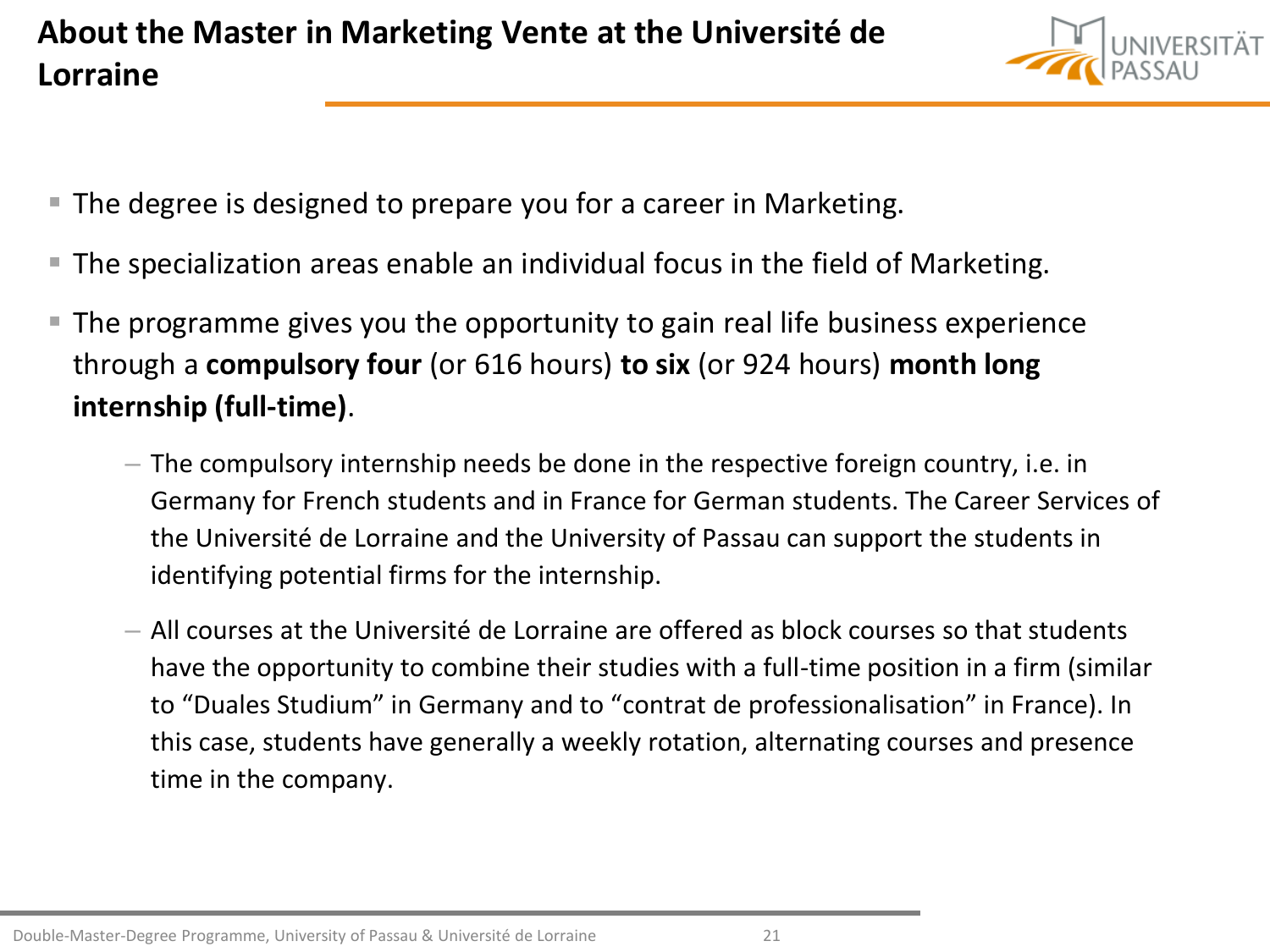# About the Master in Marketing Vente at the Université de Lorraine

- The degree is designed to prepare you for a career in Marketing.
- The specialization areas enable an individual focus in the field of Marketing.
- The programme gives you the opportunity to gain real life business experience through a **compulsory four** (or 616 hours) **to six** (or 924 hours) **month long internship (full-time)**.
  - The compulsory internship needs be done in the respective foreign country, i.e. in Germany for French students and in France for German students. The Career Services of the Université de Lorraine and the University of Passau can support the students in identifying potential firms for the internship.
  - All courses at the Université de Lorraine are offered as block courses so that students have the opportunity to combine their studies with a full-time position in a firm (similar to "Duales Studium" in Germany and to "contrat de professionalisation" in France). In this case, students have generally a weekly rotation, alternating courses and presence time in the company.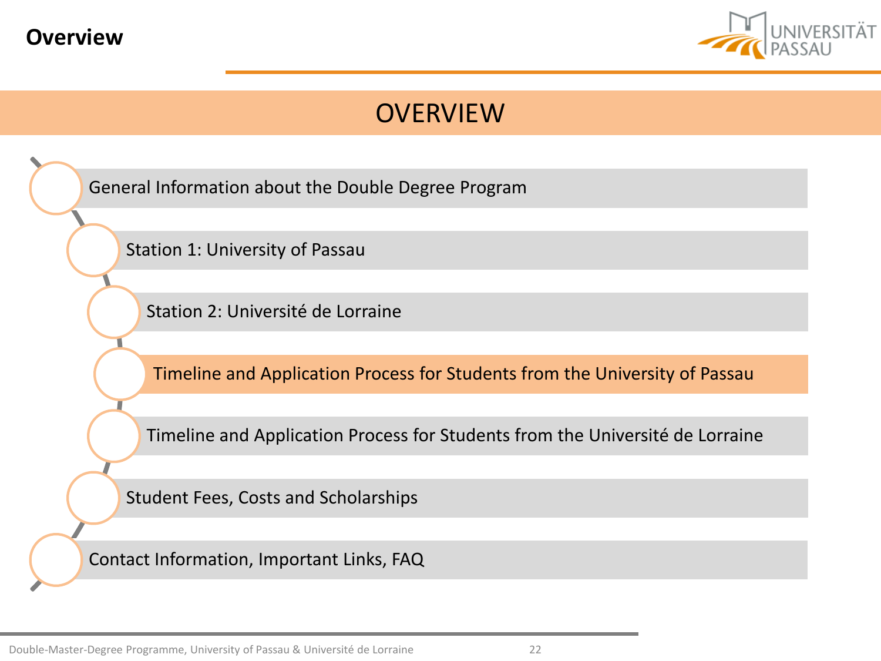# Overview

## OVERVIEW

- General Information about the Double Degree Program
- Station 1: University of Passau
- Station 2: Université de Lorraine
- **Timeline and Application Process for Students from the University of Passau**
- Timeline and Application Process for Students from the Université de Lorraine
- Student Fees, Costs and Scholarships
- Contact Information, Important Links, FAQ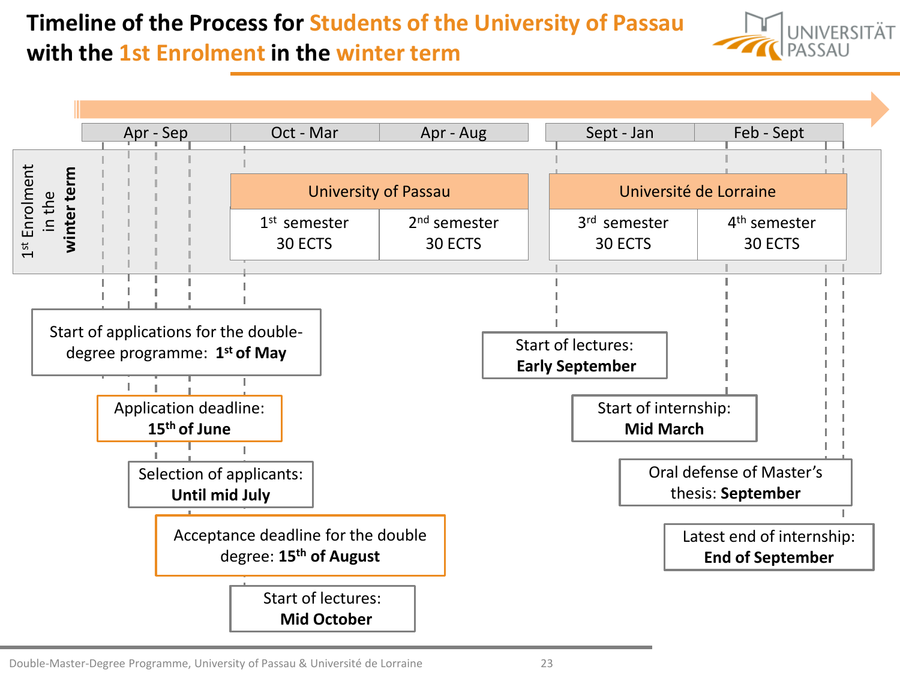# Timeline of the Process for Students of the University of Passau with the 1st Enrolment in the winter term

**1st Enrolment in the winter term**

| Apr - Sep | Oct - Mar | Apr - Aug | Sept - Jan | Feb - Sept |
|---|---|---|---|---|
| | University of Passau | | Université de Lorraine | |
| | 1st semester 30 ECTS | 2nd semester 30 ECTS | 3rd semester 30 ECTS | 4th semester 30 ECTS |

- Start of applications for the double-degree programme: **1st of May**
- Application deadline: **15th of June**
- Selection of applicants: **Until mid July**
- Acceptance deadline for the double degree: **15th of August**
- Start of lectures: **Mid October**
- Start of lectures: **Early September**
- Start of internship: **Mid March**
- Oral defense of Master's thesis: **September**
- Latest end of internship: **End of September**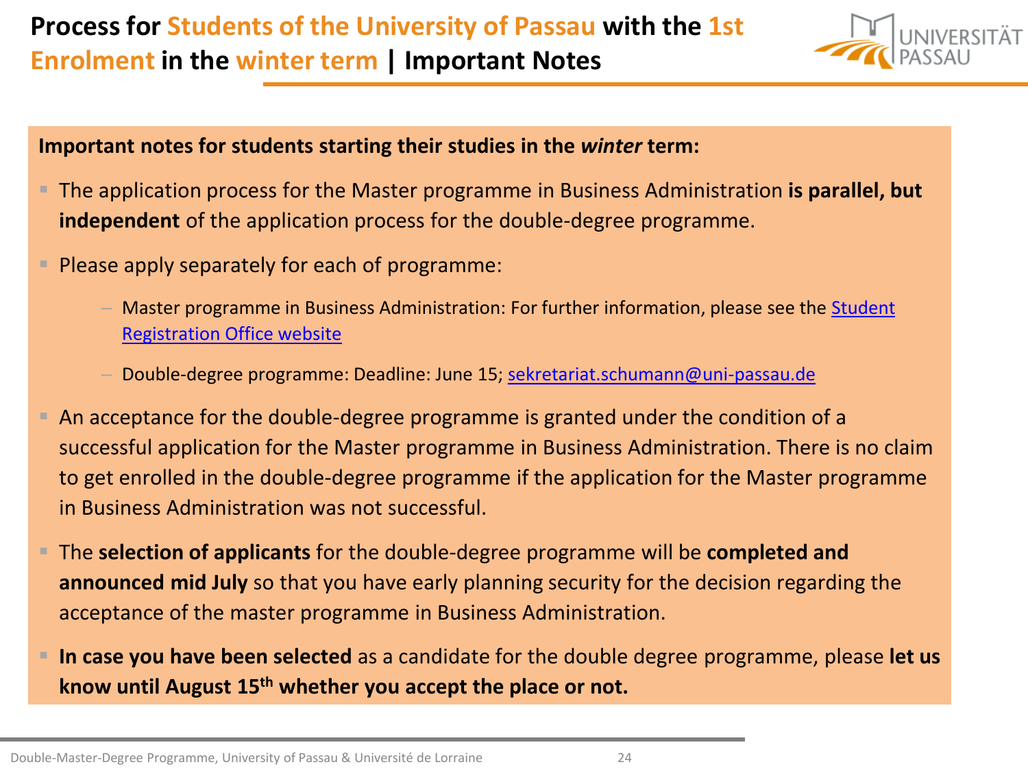# Process for Students of the University of Passau with the 1st Enrolment in the winter term | Important Notes

**Important notes for students starting their studies in the *winter* term:**

- The application process for the Master programme in Business Administration **is parallel, but independent** of the application process for the double-degree programme.
- Please apply separately for each of programme:
  - Master programme in Business Administration: For further information, please see the Student Registration Office website
  - Double-degree programme: Deadline: June 15; sekretariat.schumann@uni-passau.de
- An acceptance for the double-degree programme is granted under the condition of a successful application for the Master programme in Business Administration. There is no claim to get enrolled in the double-degree programme if the application for the Master programme in Business Administration was not successful.
- The **selection of applicants** for the double-degree programme will be **completed and announced mid July** so that you have early planning security for the decision regarding the acceptance of the master programme in Business Administration.
- **In case you have been selected** as a candidate for the double degree programme, please **let us know until August 15th whether you accept the place or not.**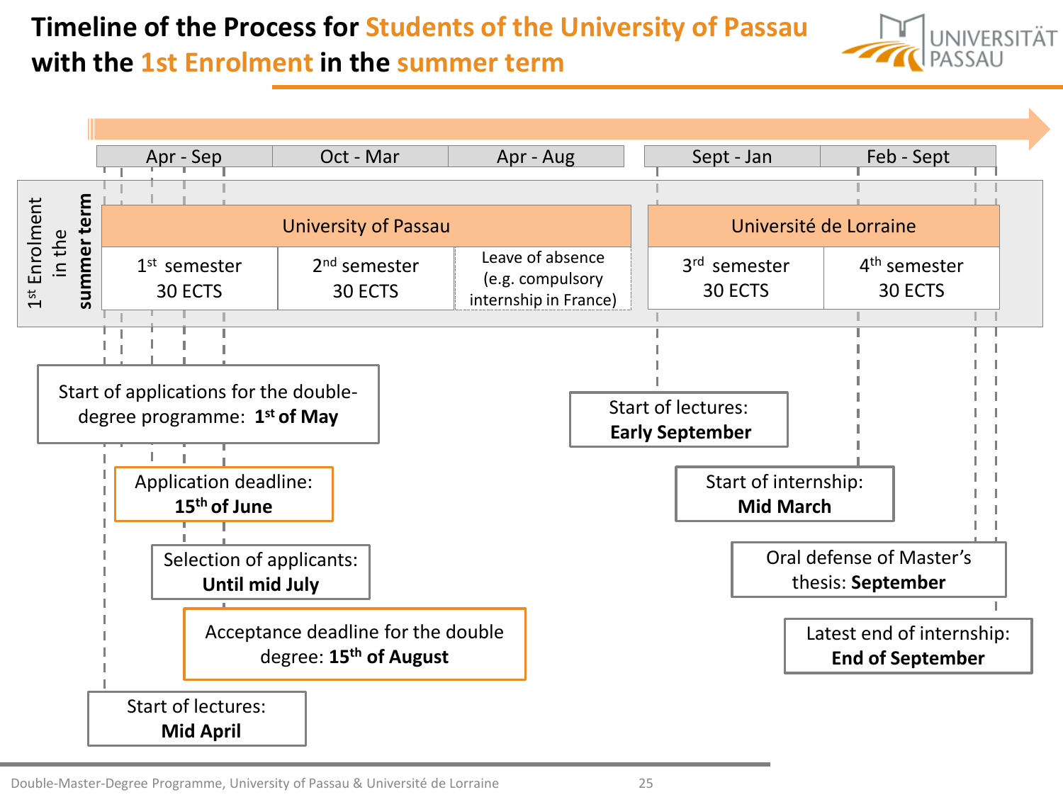# Timeline of the Process for Students of the University of Passau with the 1st Enrolment in the summer term

| 1st Enrolment in the **summer term** | Apr - Sep | Oct - Mar | Apr - Aug | Sept - Jan | Feb - Sept |
|---|---|---|---|---|---|
| | University of Passau | | | Université de Lorraine | |
| | 1st semester 30 ECTS | 2nd semester 30 ECTS | Leave of absence (e.g. compulsory internship in France) | 3rd semester 30 ECTS | 4th semester 30 ECTS |

- Start of applications for the double-degree programme: **1st of May**
- Application deadline: **15th of June**
- Selection of applicants: **Until mid July**
- Acceptance deadline for the double degree: **15th of August**
- Start of lectures: **Mid April**
- Start of lectures: **Early September**
- Start of internship: **Mid March**
- Oral defense of Master's thesis: **September**
- Latest end of internship: **End of September**

Double-Master-Degree Programme, University of Passau & Université de Lorraine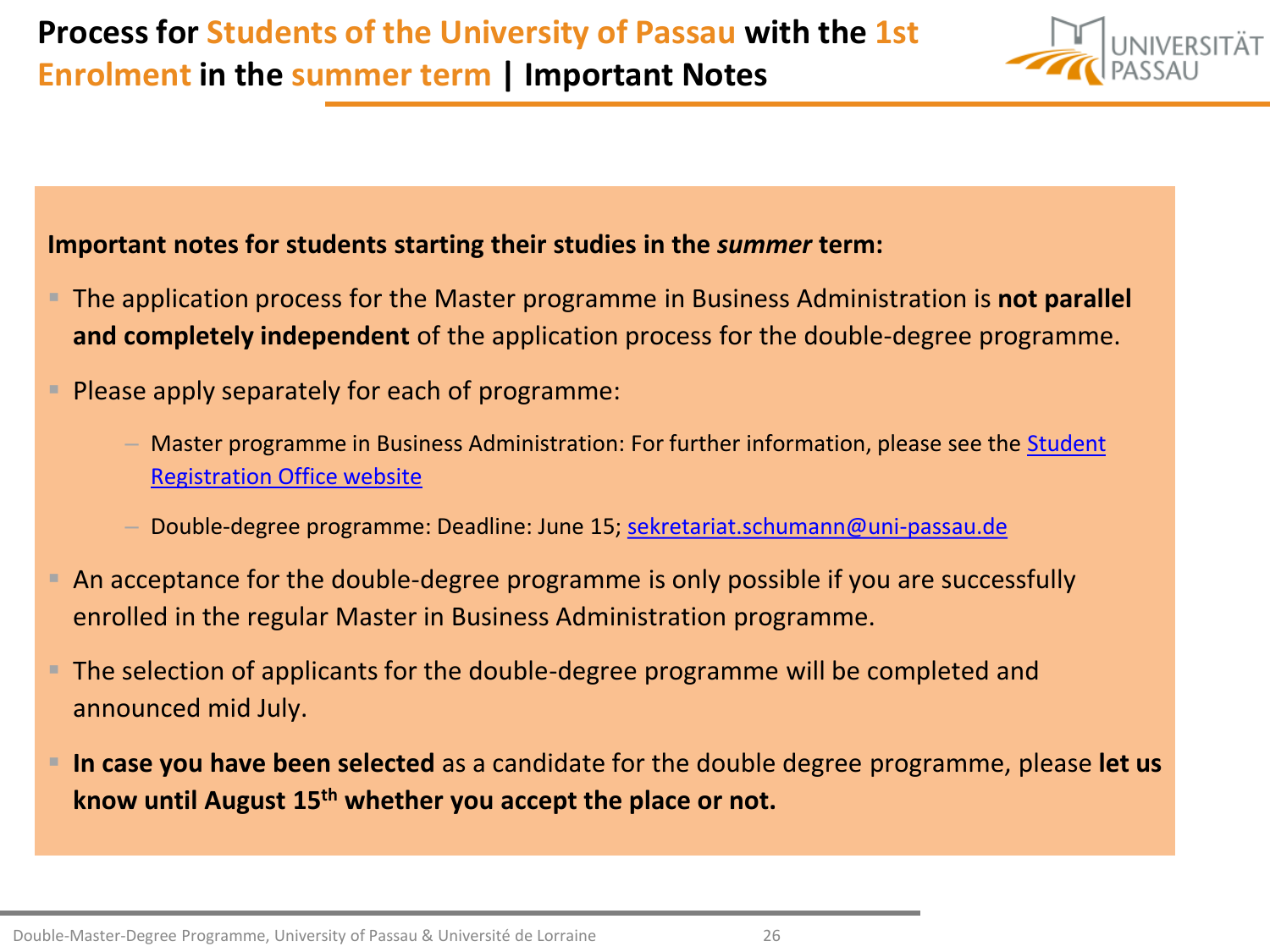# Process for Students of the University of Passau with the 1st Enrolment in the summer term | Important Notes

**Important notes for students starting their studies in the *summer* term:**

- The application process for the Master programme in Business Administration is **not parallel and completely independent** of the application process for the double-degree programme.
- Please apply separately for each of programme:
  - Master programme in Business Administration: For further information, please see the Student Registration Office website
  - Double-degree programme: Deadline: June 15; sekretariat.schumann@uni-passau.de
- An acceptance for the double-degree programme is only possible if you are successfully enrolled in the regular Master in Business Administration programme.
- The selection of applicants for the double-degree programme will be completed and announced mid July.
- **In case you have been selected** as a candidate for the double degree programme, please **let us know until August 15th whether you accept the place or not.**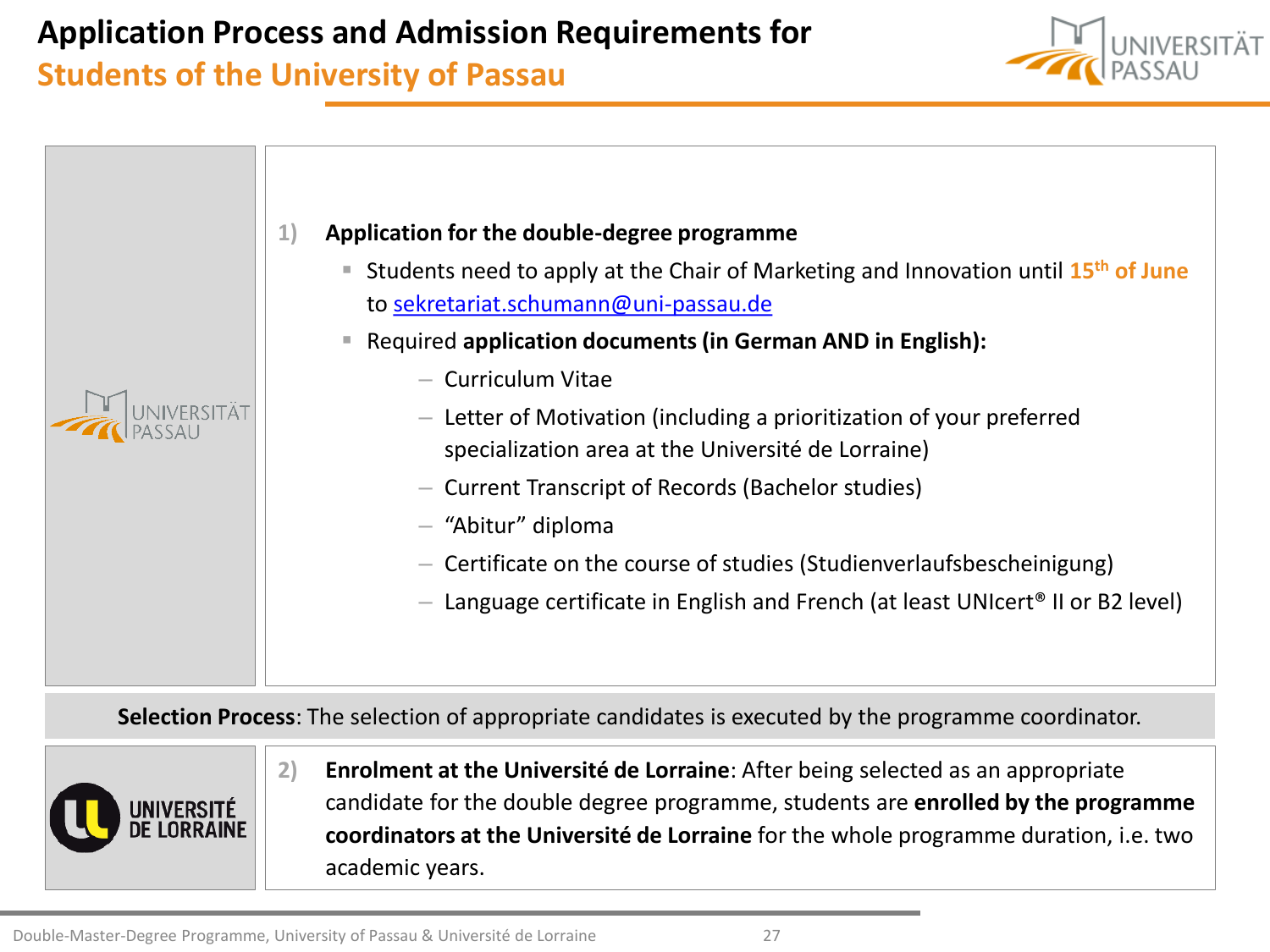# Application Process and Admission Requirements for Students of the University of Passau

1) **Application for the double-degree programme**
   - Students need to apply at the Chair of Marketing and Innovation until **15th of June** to sekretariat.schumann@uni-passau.de
   - Required **application documents (in German AND in English):**
     - Curriculum Vitae
     - Letter of Motivation (including a prioritization of your preferred specialization area at the Université de Lorraine)
     - Current Transcript of Records (Bachelor studies)
     - "Abitur" diploma
     - Certificate on the course of studies (Studienverlaufsbescheinigung)
     - Language certificate in English and French (at least UNIcert® II or B2 level)

**Selection Process**: The selection of appropriate candidates is executed by the programme coordinator.

2) **Enrolment at the Université de Lorraine**: After being selected as an appropriate candidate for the double degree programme, students are **enrolled by the programme coordinators at the Université de Lorraine** for the whole programme duration, i.e. two academic years.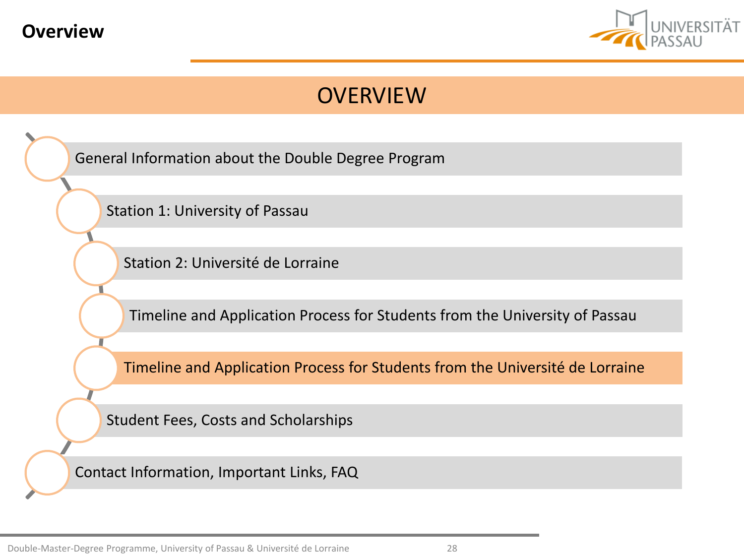# Overview

## OVERVIEW

- General Information about the Double Degree Program
- Station 1: University of Passau
- Station 2: Université de Lorraine
- Timeline and Application Process for Students from the University of Passau
- **Timeline and Application Process for Students from the Université de Lorraine**
- Student Fees, Costs and Scholarships
- Contact Information, Important Links, FAQ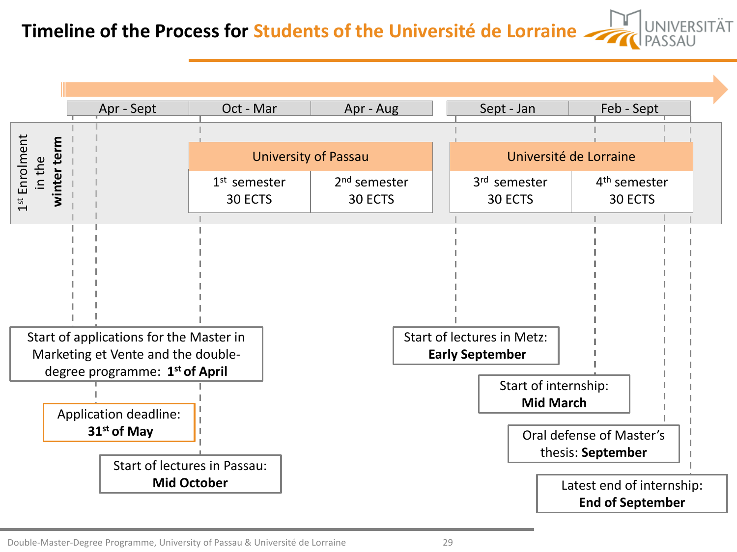# Timeline of the Process for Students of the Université de Lorraine

| Apr - Sept | Oct - Mar | Apr - Aug | Sept - Jan | Feb - Sept |
|---|---|---|---|---|
| 1st Enrolment in the **winter term** | University of Passau | | Université de Lorraine | |
| | 1st semester 30 ECTS | 2nd semester 30 ECTS | 3rd semester 30 ECTS | 4th semester 30 ECTS |

- Start of applications for the Master in Marketing et Vente and the double-degree programme: **1st of April**
- Application deadline: **31st of May**
- Start of lectures in Passau: **Mid October**
- Start of lectures in Metz: **Early September**
- Start of internship: **Mid March**
- Oral defense of Master's thesis: **September**
- Latest end of internship: **End of September**

Double-Master-Degree Programme, University of Passau & Université de Lorraine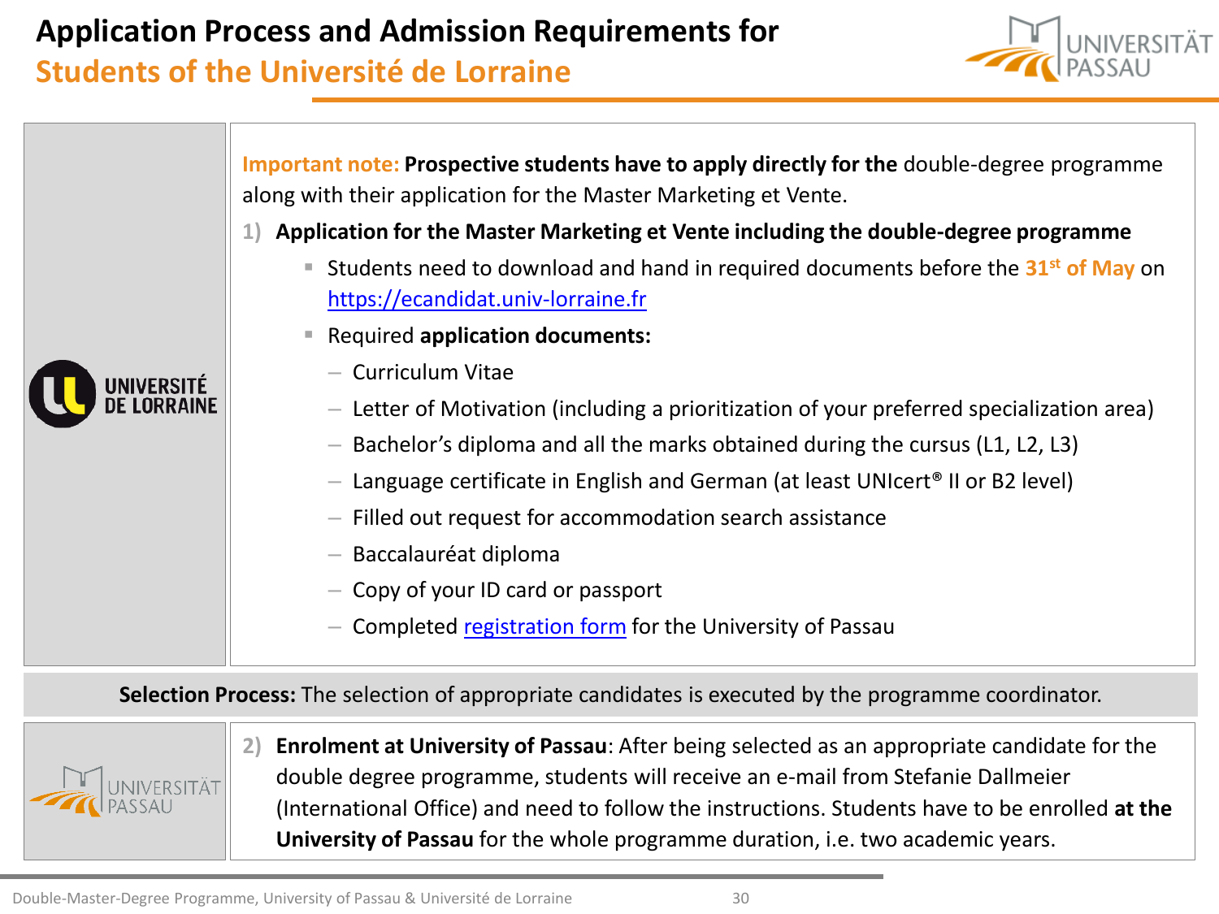# Application Process and Admission Requirements for Students of the Université de Lorraine

UNIVERSITÉ DE LORRAINE

**Important note:** **Prospective students have to apply directly for the** double-degree programme along with their application for the Master Marketing et Vente.

1) **Application for the Master Marketing et Vente including the double-degree programme**
   - Students need to download and hand in required documents before the **31st of May** on [https://ecandidat.univ-lorraine.fr](https://ecandidat.univ-lorraine.fr)
   - Required **application documents:**
     - Curriculum Vitae
     - Letter of Motivation (including a prioritization of your preferred specialization area)
     - Bachelor's diploma and all the marks obtained during the cursus (L1, L2, L3)
     - Language certificate in English and German (at least UNIcert® II or B2 level)
     - Filled out request for accommodation search assistance
     - Baccalauréat diploma
     - Copy of your ID card or passport
     - Completed registration form for the University of Passau

**Selection Process:** The selection of appropriate candidates is executed by the programme coordinator.

UNIVERSITÄT PASSAU

2) **Enrolment at University of Passau**: After being selected as an appropriate candidate for the double degree programme, students will receive an e-mail from Stefanie Dallmeier (International Office) and need to follow the instructions. Students have to be enrolled **at the University of Passau** for the whole programme duration, i.e. two academic years.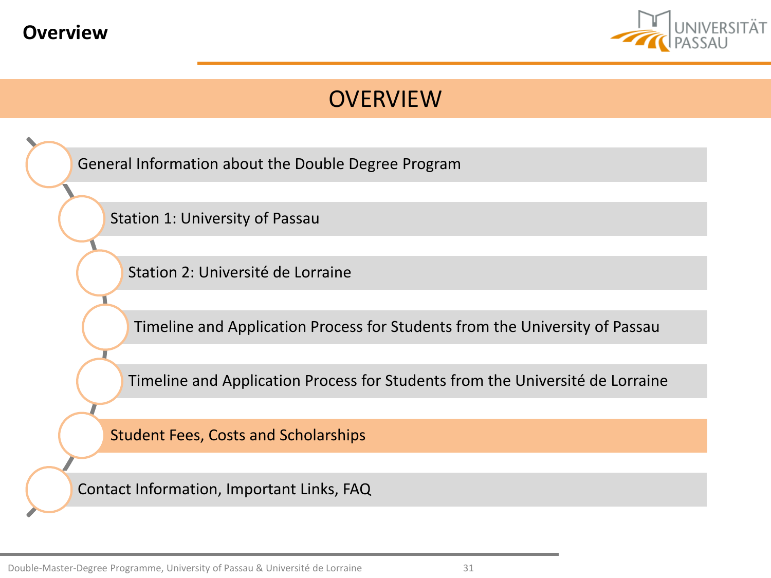# Overview

## OVERVIEW

- General Information about the Double Degree Program
- Station 1: University of Passau
- Station 2: Université de Lorraine
- Timeline and Application Process for Students from the University of Passau
- Timeline and Application Process for Students from the Université de Lorraine
- **Student Fees, Costs and Scholarships**
- Contact Information, Important Links, FAQ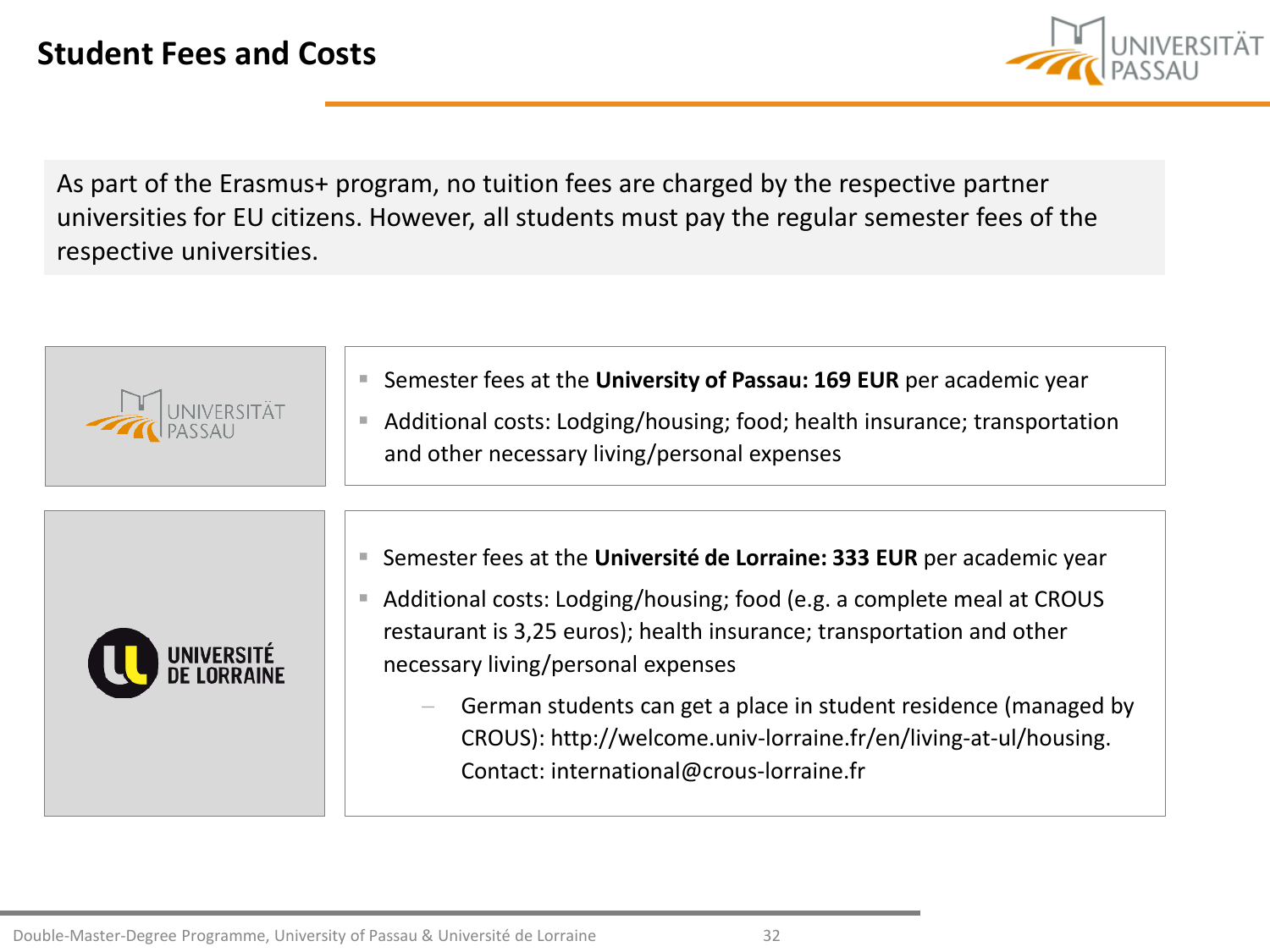# Student Fees and Costs

As part of the Erasmus+ program, no tuition fees are charged by the respective partner universities for EU citizens. However, all students must pay the regular semester fees of the respective universities.

**University of Passau**

- Semester fees at the **University of Passau: 169 EUR** per academic year
- Additional costs: Lodging/housing; food; health insurance; transportation and other necessary living/personal expenses

**Université de Lorraine**

- Semester fees at the **Université de Lorraine: 333 EUR** per academic year
- Additional costs: Lodging/housing; food (e.g. a complete meal at CROUS restaurant is 3,25 euros); health insurance; transportation and other necessary living/personal expenses
  - German students can get a place in student residence (managed by CROUS): http://welcome.univ-lorraine.fr/en/living-at-ul/housing. Contact: international@crous-lorraine.fr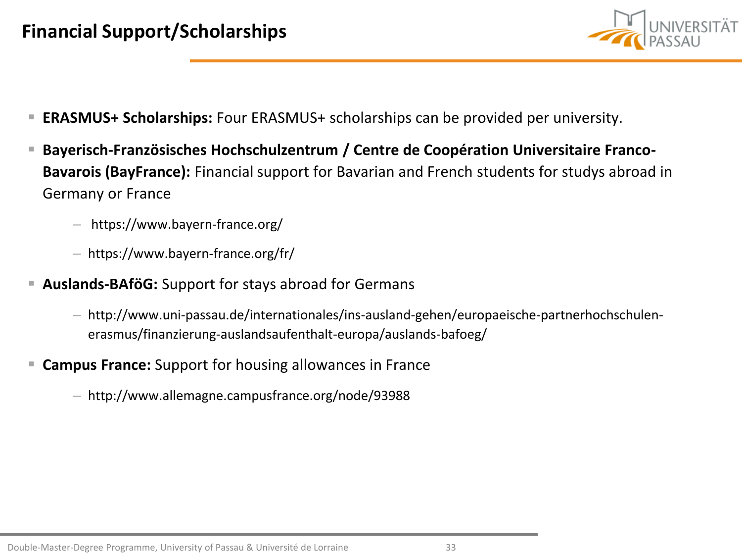# Financial Support/Scholarships

- **ERASMUS+ Scholarships:** Four ERASMUS+ scholarships can be provided per university.
- **Bayerisch-Französisches Hochschulzentrum / Centre de Coopération Universitaire Franco-Bavarois (BayFrance):** Financial support for Bavarian and French students for studys abroad in Germany or France
  - https://www.bayern-france.org/
  - https://www.bayern-france.org/fr/
- **Auslands-BAföG:** Support for stays abroad for Germans
  - http://www.uni-passau.de/internationales/ins-ausland-gehen/europaeische-partnerhochschulen-erasmus/finanzierung-auslandsaufenthalt-europa/auslands-bafoeg/
- **Campus France:** Support for housing allowances in France
  - http://www.allemagne.campusfrance.org/node/93988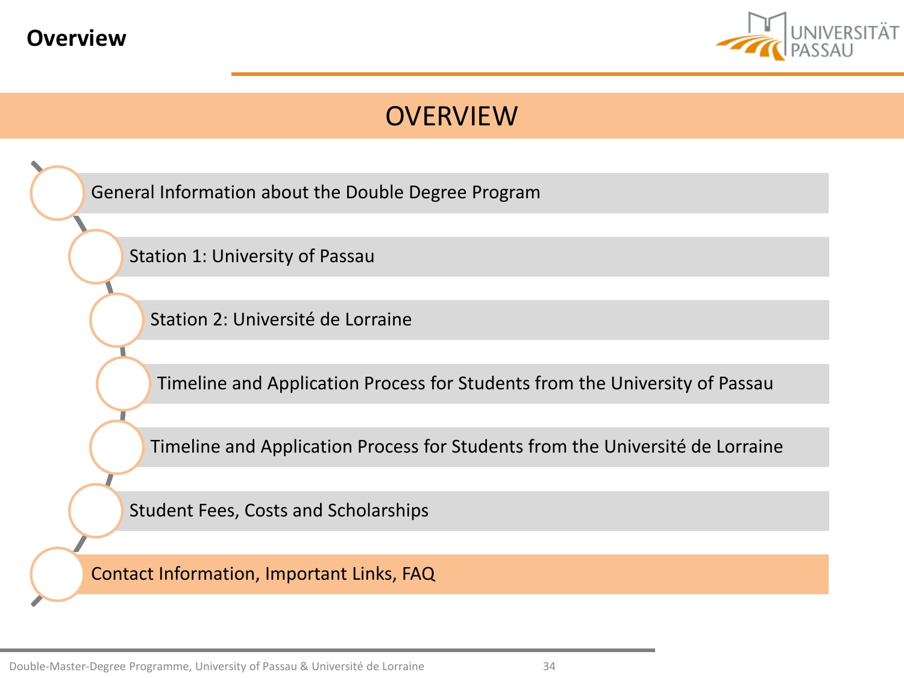# Overview

## OVERVIEW

- General Information about the Double Degree Program
- Station 1: University of Passau
- Station 2: Université de Lorraine
- Timeline and Application Process for Students from the University of Passau
- Timeline and Application Process for Students from the Université de Lorraine
- Student Fees, Costs and Scholarships
- **Contact Information, Important Links, FAQ**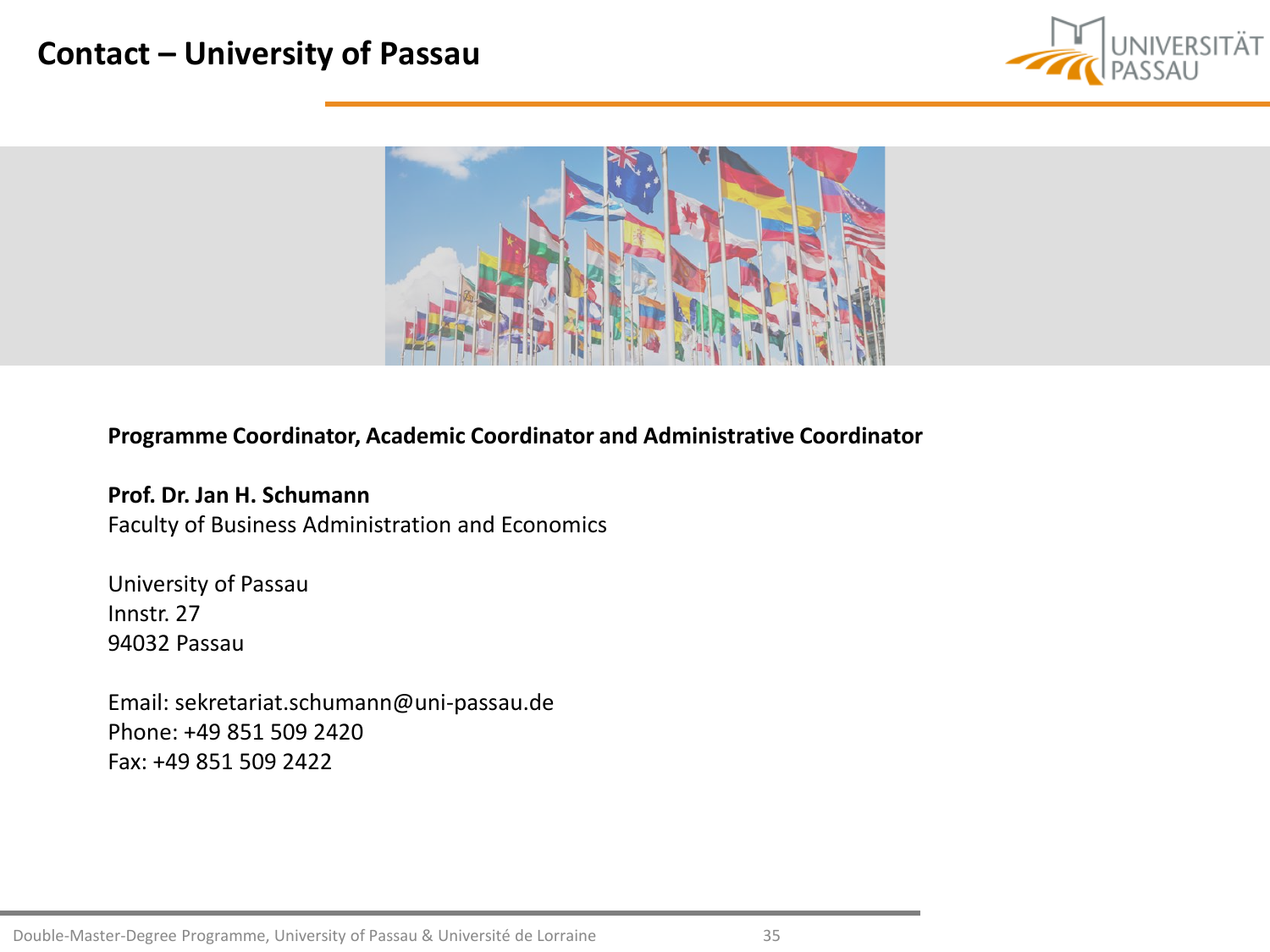# Contact – University of Passau

**Programme Coordinator, Academic Coordinator and Administrative Coordinator**

**Prof. Dr. Jan H. Schumann**
Faculty of Business Administration and Economics

University of Passau
Innstr. 27
94032 Passau

Email: sekretariat.schumann@uni-passau.de
Phone: +49 851 509 2420
Fax: +49 851 509 2422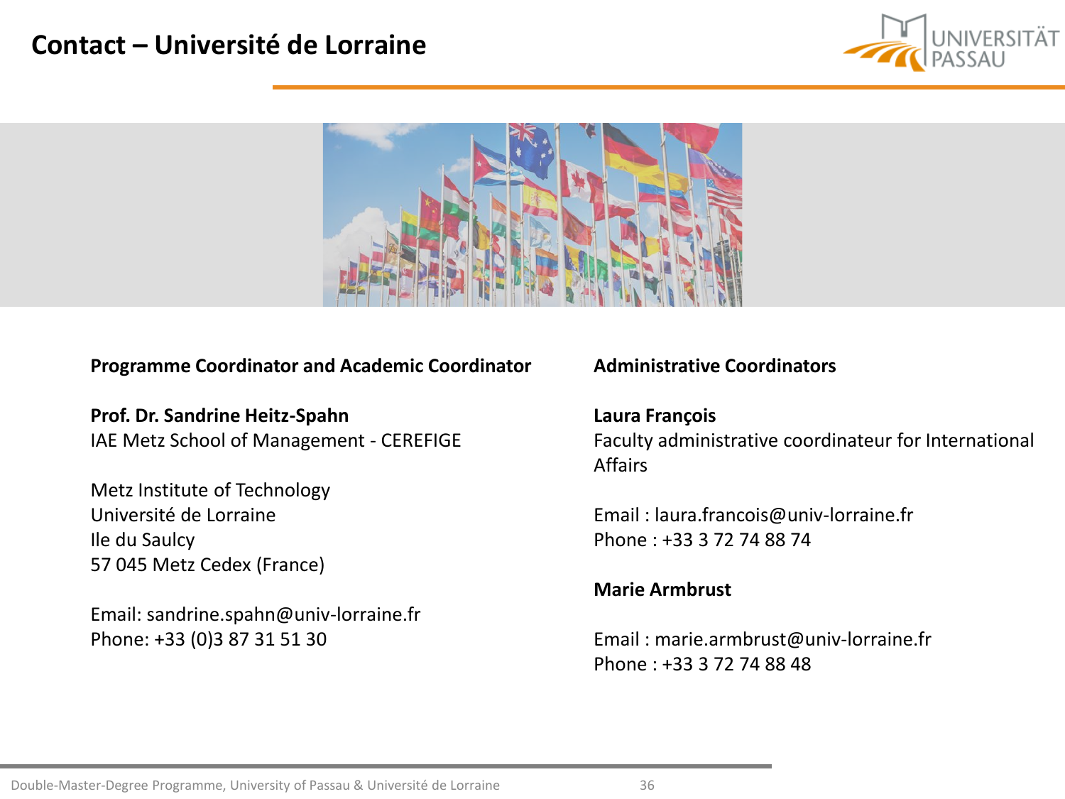# Contact – Université de Lorraine

**Programme Coordinator and Academic Coordinator**

**Prof. Dr. Sandrine Heitz-Spahn**
IAE Metz School of Management - CEREFIGE

Metz Institute of Technology
Université de Lorraine
Ile du Saulcy
57 045 Metz Cedex (France)

Email: sandrine.spahn@univ-lorraine.fr
Phone: +33 (0)3 87 31 51 30

**Administrative Coordinators**

**Laura François**
Faculty administrative coordinateur for International Affairs

Email : laura.francois@univ-lorraine.fr
Phone : +33 3 72 74 88 74

**Marie Armbrust**

Email : marie.armbrust@univ-lorraine.fr
Phone : +33 3 72 74 88 48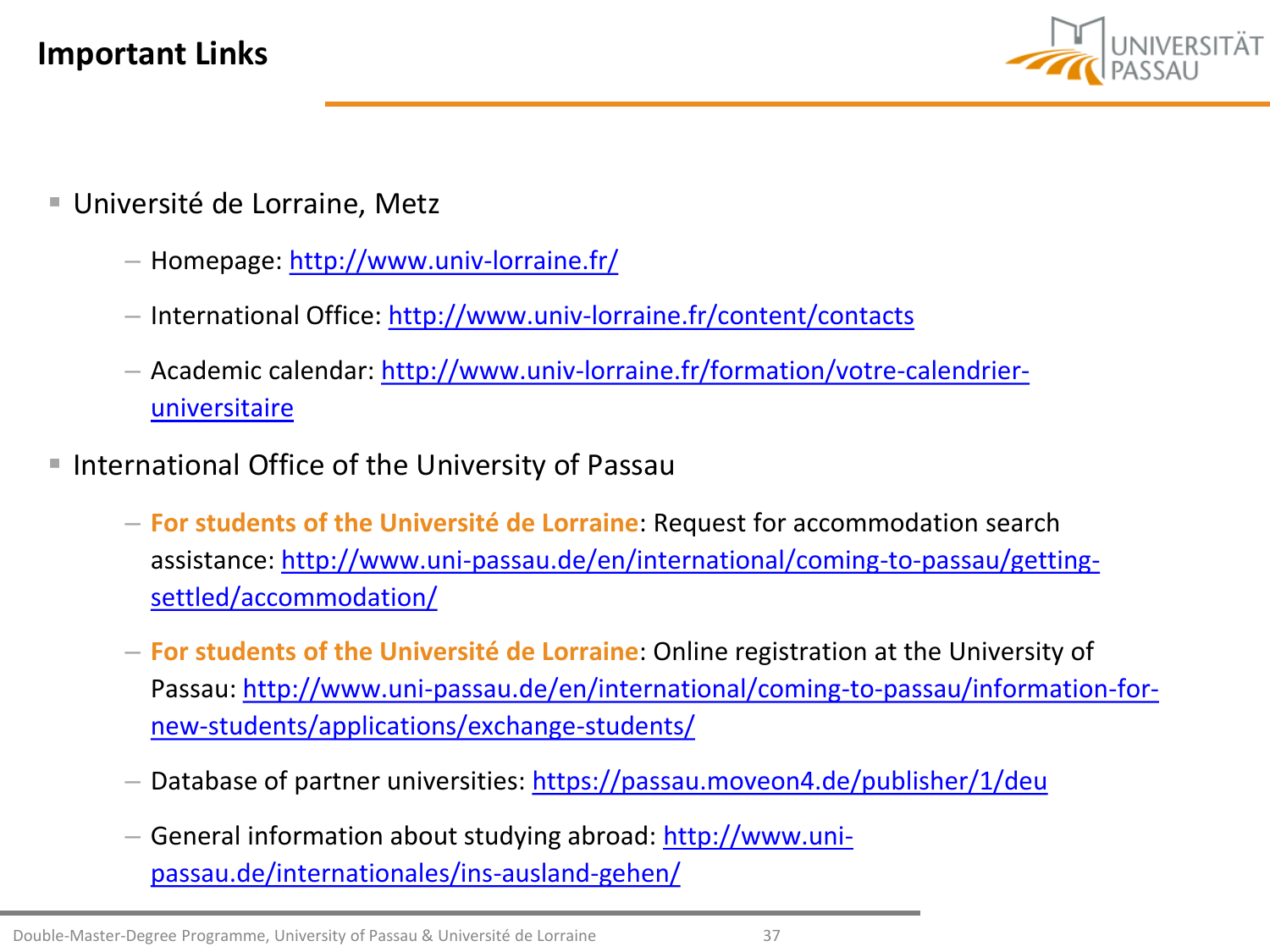# Important Links

- Université de Lorraine, Metz
  - Homepage: http://www.univ-lorraine.fr/
  - International Office: http://www.univ-lorraine.fr/content/contacts
  - Academic calendar: http://www.univ-lorraine.fr/formation/votre-calendrier-universitaire
- International Office of the University of Passau
  - **For students of the Université de Lorraine**: Request for accommodation search assistance: http://www.uni-passau.de/en/international/coming-to-passau/getting-settled/accommodation/
  - **For students of the Université de Lorraine**: Online registration at the University of Passau: http://www.uni-passau.de/en/international/coming-to-passau/information-for-new-students/applications/exchange-students/
  - Database of partner universities: https://passau.moveon4.de/publisher/1/deu
  - General information about studying abroad: http://www.uni-passau.de/internationales/ins-ausland-gehen/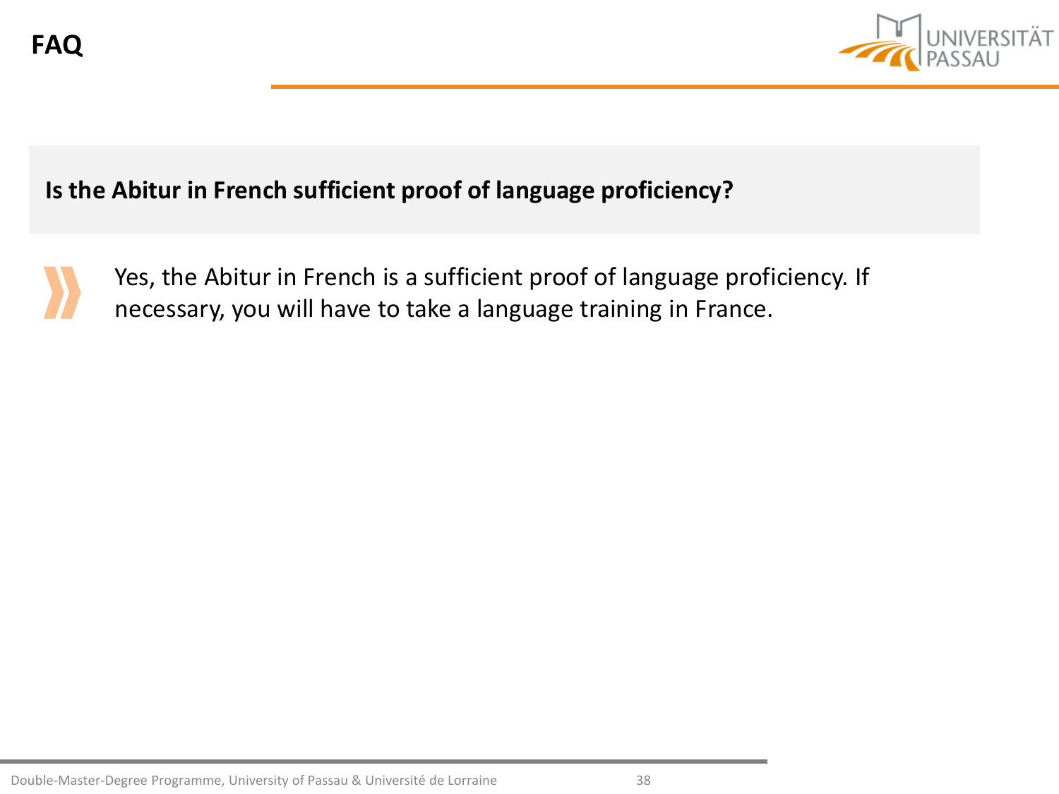# FAQ

**Is the Abitur in French sufficient proof of language proficiency?**

Yes, the Abitur in French is a sufficient proof of language proficiency. If necessary, you will have to take a language training in France.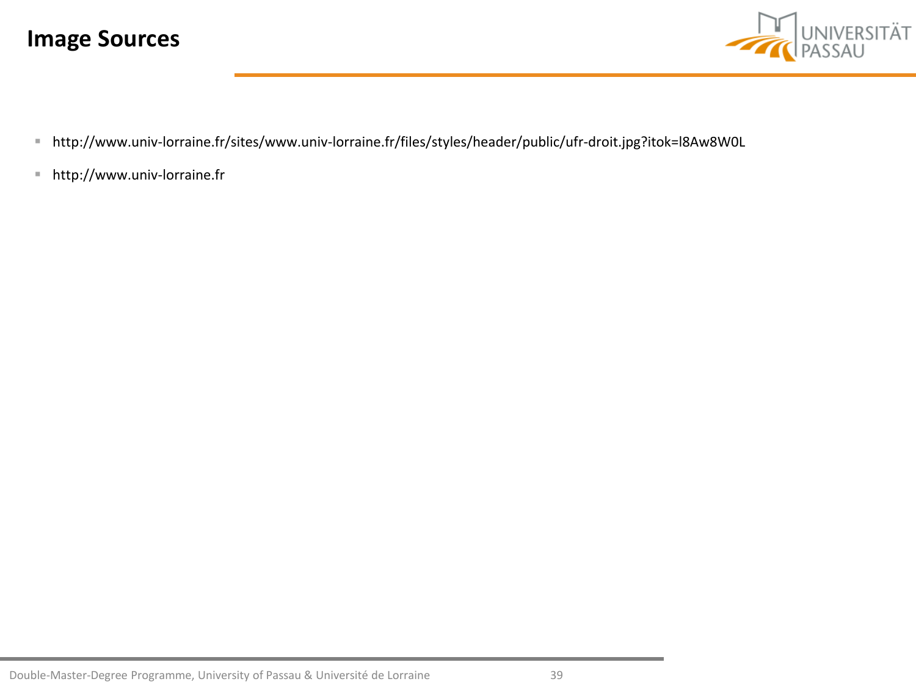# Image Sources

- http://www.univ-lorraine.fr/sites/www.univ-lorraine.fr/files/styles/header/public/ufr-droit.jpg?itok=l8Aw8W0L
- http://www.univ-lorraine.fr